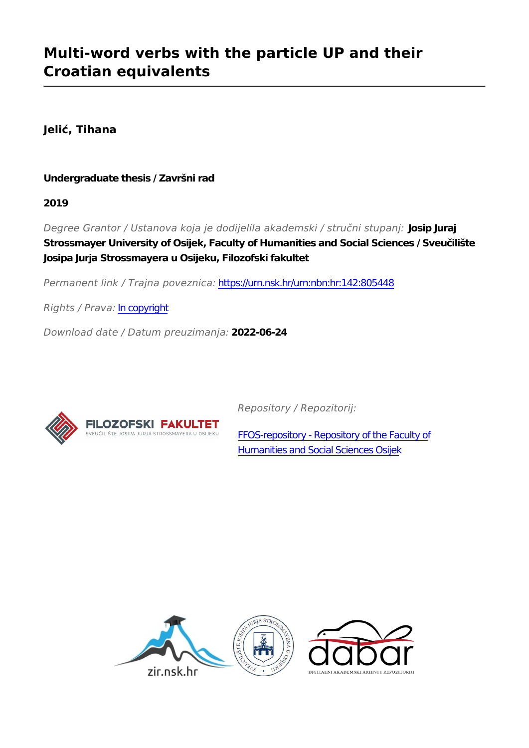# Multi-word verbs with the particle UP and their Croatian equivalents

**Jelić, Tihana**

**Undergraduate thesis / Završni rad**

**2019**

*Degree Grantor / Ustanova koja je dodijelila akademski / stručni stupanj:* **Josip Juraj Strossmayer University of Osijek, Faculty of Humanities and Social Sciences / Sveučilište Josipa Jurja Strossmayera u Osijeku, Filozofski fakultet**

*Permanent link / Trajna poveznica:* https://urn.nsk.hr/urn:nbn:hr:142:805448

*Rights / Prava:* In copyright

*Download date / Datum preuzimanja:* **2022-06-24**

*Repository / Repozitorij:*

FFOS-repository - Repository of the Faculty of Humanities and Social Sciences Osijek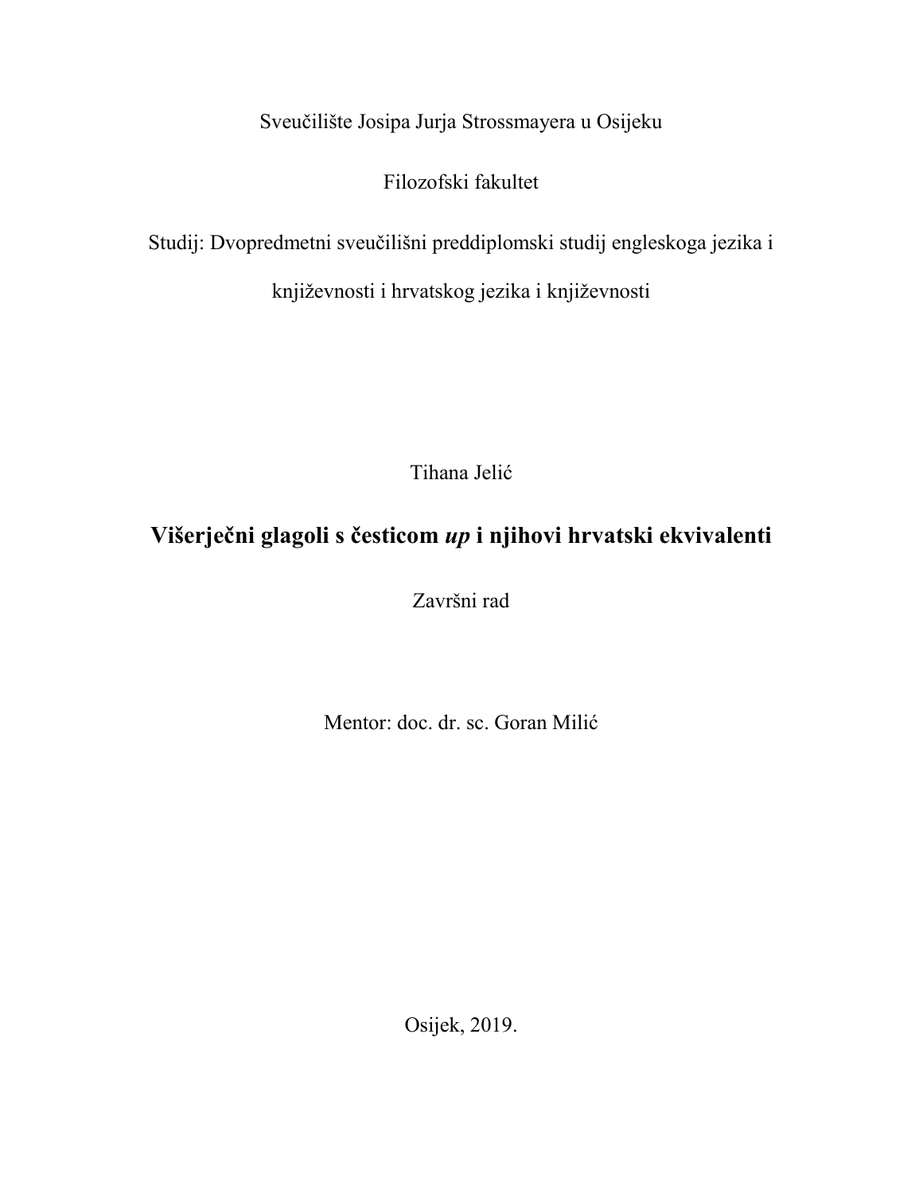Sveučilište Josipa Jurja Strossmayera u Osijeku

Filozofski fakultet

Studij: Dvopredmetni sveučilišni preddiplomski studij engleskoga jezika i književnosti i hrvatskog jezika i književnosti

Tihana Jelić

# Višerječni glagoli s česticom *up* i njihovi hrvatski ekvivalenti

Završni rad

Mentor: doc. dr. sc. Goran Milić

Osijek, 2019.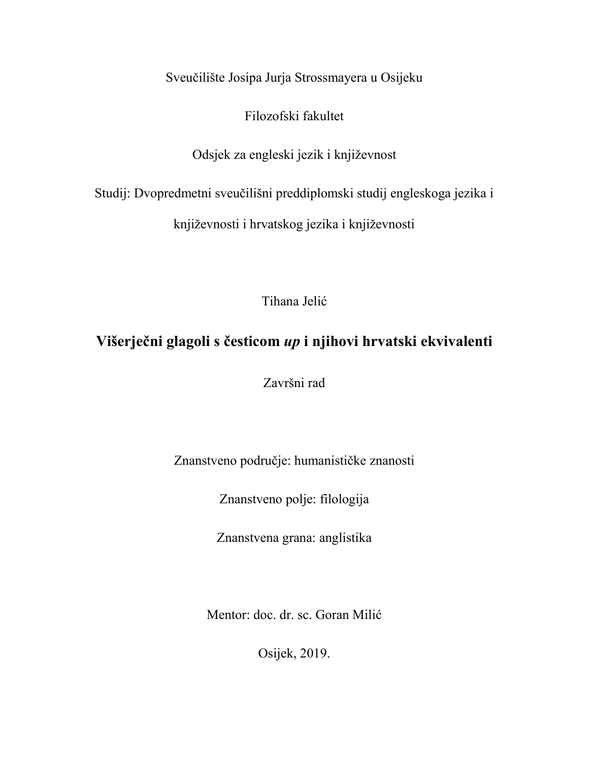Sveučilište Josipa Jurja Strossmayera u Osijeku

Filozofski fakultet

Odsjek za engleski jezik i književnost

Studij: Dvopredmetni sveučilišni preddiplomski studij engleskoga jezika i književnosti i hrvatskog jezika i književnosti

Tihana Jelić

# Višerječni glagoli s česticom *up* i njihovi hrvatski ekvivalenti

Završni rad

Znanstveno područje: humanističke znanosti

Znanstveno polje: filologija

Znanstvena grana: anglistika

Mentor: doc. dr. sc. Goran Milić

Osijek, 2019.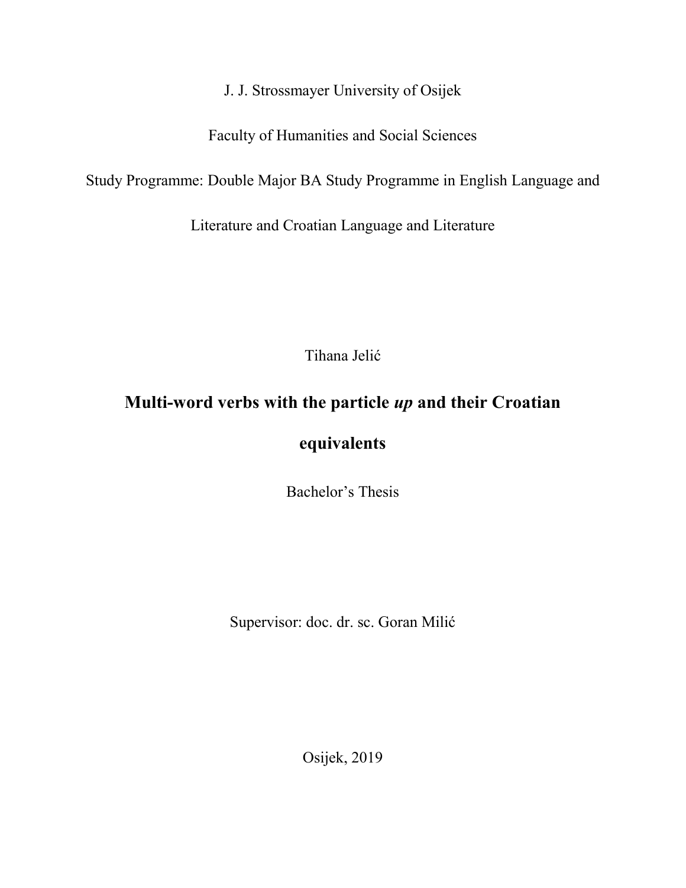J. J. Strossmayer University of Osijek

Faculty of Humanities and Social Sciences

Study Programme: Double Major BA Study Programme in English Language and Literature and Croatian Language and Literature

Tihana Jelić

# Multi-word verbs with the particle *up* and their Croatian equivalents

Bachelor's Thesis

Supervisor: doc. dr. sc. Goran Milić

Osijek, 2019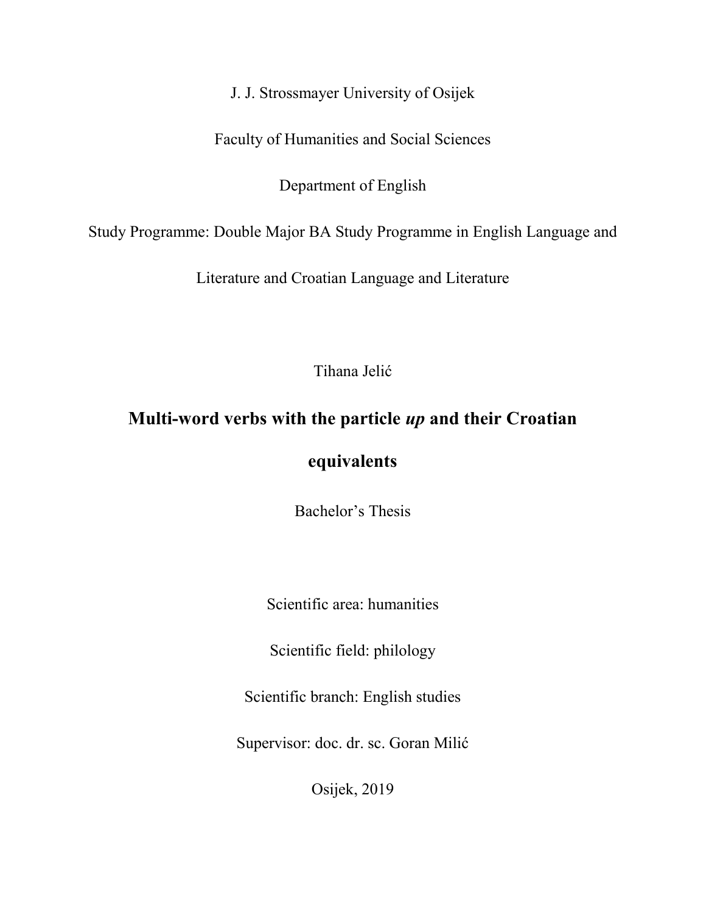J. J. Strossmayer University of Osijek

Faculty of Humanities and Social Sciences

Department of English

Study Programme: Double Major BA Study Programme in English Language and Literature and Croatian Language and Literature

Tihana Jelić

# Multi-word verbs with the particle *up* and their Croatian equivalents

Bachelor's Thesis

Scientific area: humanities

Scientific field: philology

Scientific branch: English studies

Supervisor: doc. dr. sc. Goran Milić

Osijek, 2019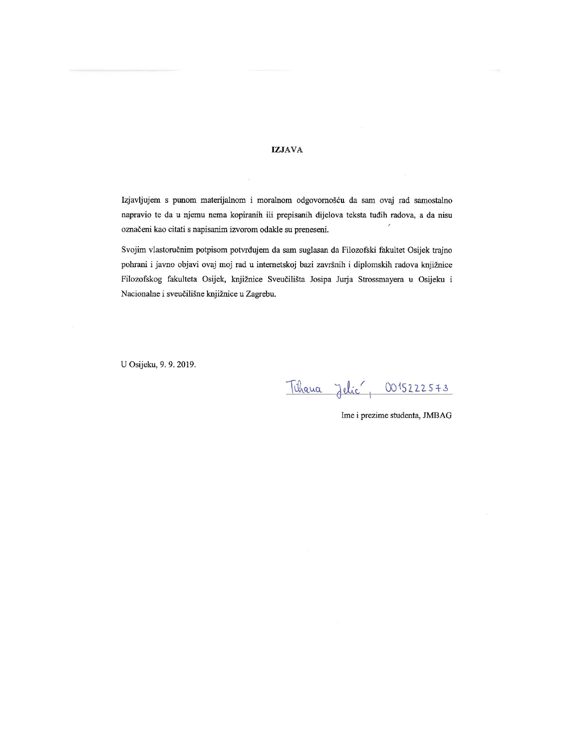**IZJAVA**

Izjavljujem s punom materijalnom i moralnom odgovornošću da sam ovaj rad samostalno napravio te da u njemu nema kopiranih ili prepisanih dijelova teksta tuđih radova, a da nisu označeni kao citati s napisanim izvorom odakle su preneseni.

Svojim vlastoručnim potpisom potvrđujem da sam suglasan da Filozofski fakultet Osijek trajno pohrani i javno objavi ovaj moj rad u internetskoj bazi završnih i diplomskih radova knjižnice Filozofskog fakulteta Osijek, knjižnice Sveučilišta Josipa Jurja Strossmayera u Osijeku i Nacionalne i sveučilišne knjižnice u Zagrebu.

U Osijeku, 9. 9. 2019.

Tihana Jelić, 0015222573

Ime i prezime studenta, JMBAG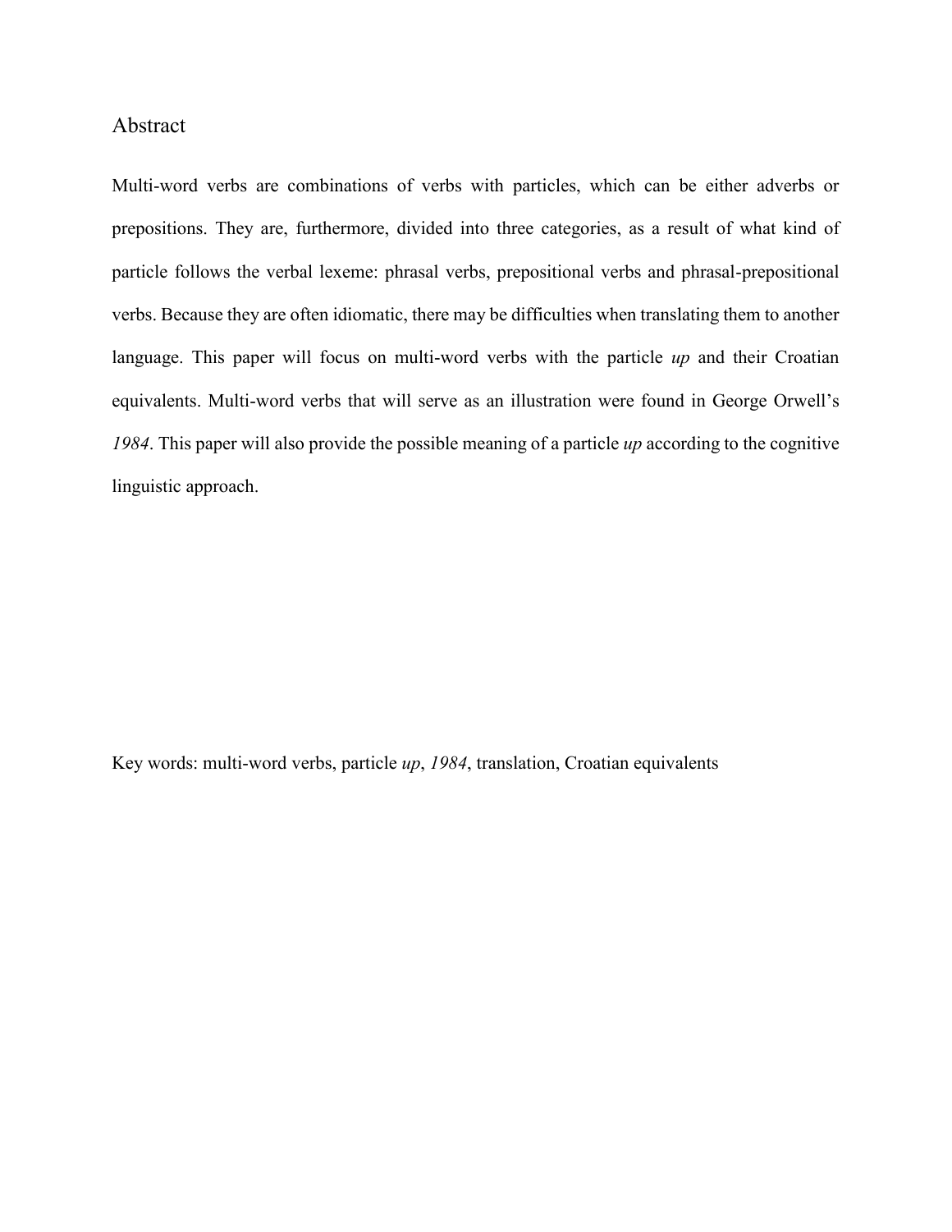# Abstract

Multi-word verbs are combinations of verbs with particles, which can be either adverbs or prepositions. They are, furthermore, divided into three categories, as a result of what kind of particle follows the verbal lexeme: phrasal verbs, prepositional verbs and phrasal-prepositional verbs. Because they are often idiomatic, there may be difficulties when translating them to another language. This paper will focus on multi-word verbs with the particle *up* and their Croatian equivalents. Multi-word verbs that will serve as an illustration were found in George Orwell's *1984*. This paper will also provide the possible meaning of a particle *up* according to the cognitive linguistic approach.

Key words: multi-word verbs, particle *up*, *1984*, translation, Croatian equivalents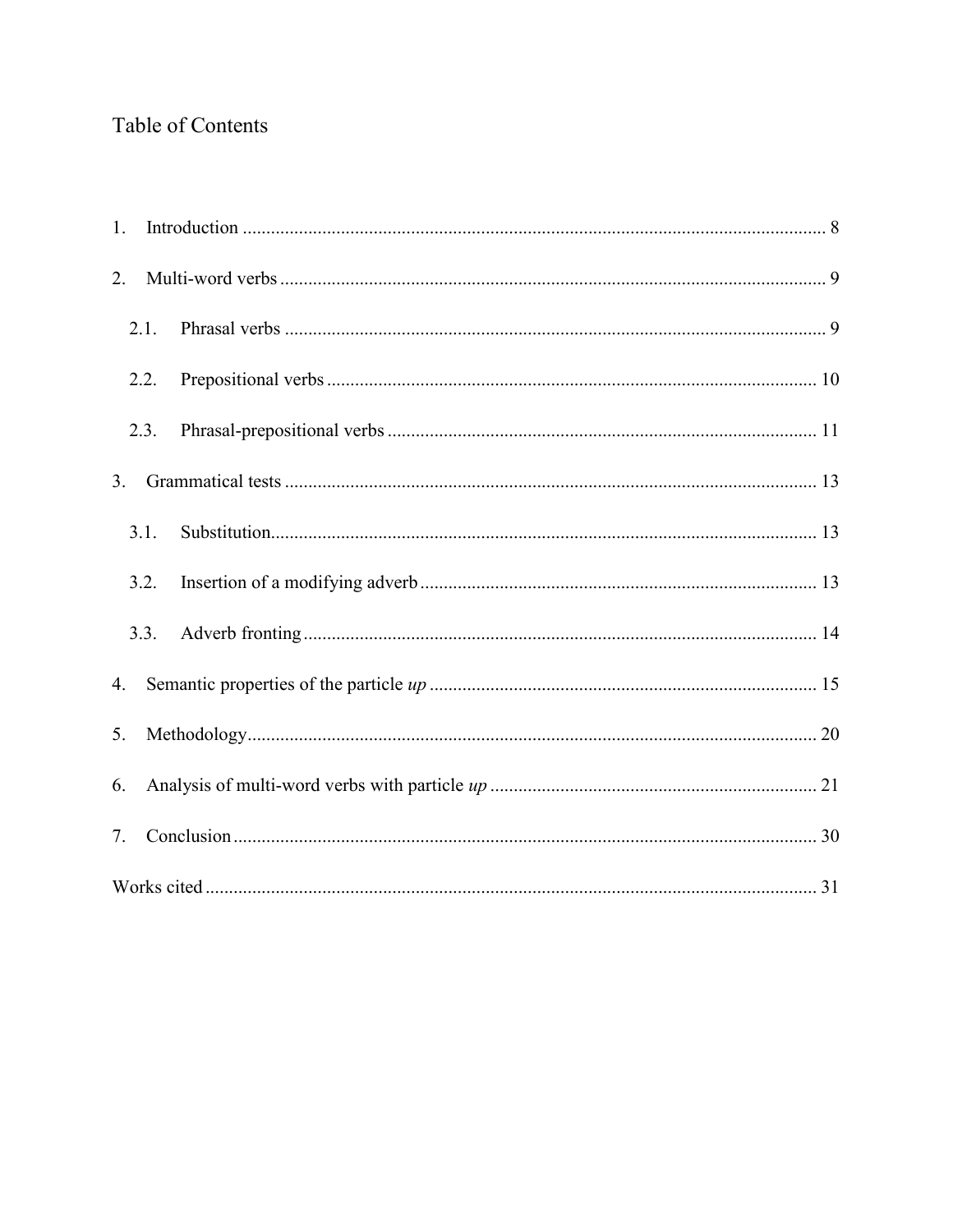# Table of Contents

1. Introduction ........................................................................................................................ 8
2. Multi-word verbs ................................................................................................................. 9
   - 2.1. Phrasal verbs ................................................................................................................ 9
   - 2.2. Prepositional verbs ....................................................................................................... 10
   - 2.3. Phrasal-prepositional verbs .......................................................................................... 11
3. Grammatical tests ............................................................................................................... 13
   - 3.1. Substitution.................................................................................................................. 13
   - 3.2. Insertion of a modifying adverb .................................................................................. 13
   - 3.3. Adverb fronting ........................................................................................................... 14
4. Semantic properties of the particle *up* ............................................................................. 15
5. Methodology....................................................................................................................... 20
6. Analysis of multi-word verbs with particle *up* ................................................................ 21
7. Conclusion .......................................................................................................................... 30

Works cited ............................................................................................................................. 31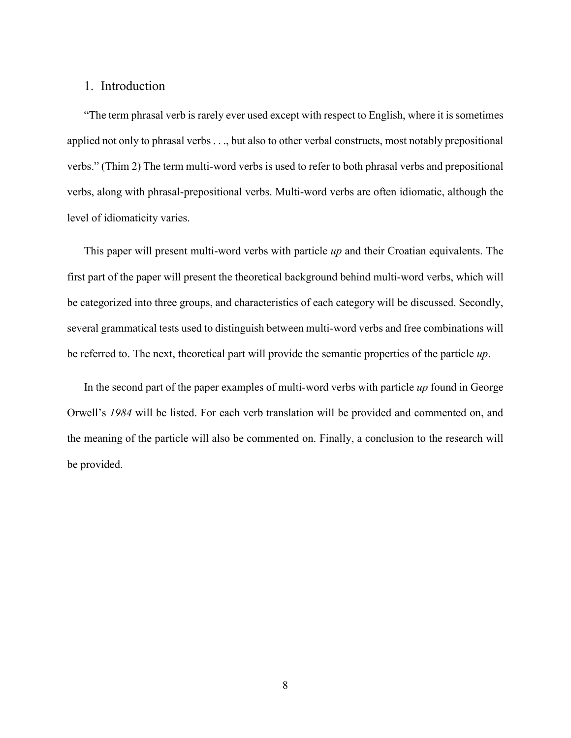# 1. Introduction

"The term phrasal verb is rarely ever used except with respect to English, where it is sometimes applied not only to phrasal verbs . . ., but also to other verbal constructs, most notably prepositional verbs." (Thim 2) The term multi-word verbs is used to refer to both phrasal verbs and prepositional verbs, along with phrasal-prepositional verbs. Multi-word verbs are often idiomatic, although the level of idiomaticity varies.

This paper will present multi-word verbs with particle *up* and their Croatian equivalents. The first part of the paper will present the theoretical background behind multi-word verbs, which will be categorized into three groups, and characteristics of each category will be discussed. Secondly, several grammatical tests used to distinguish between multi-word verbs and free combinations will be referred to. The next, theoretical part will provide the semantic properties of the particle *up*.

In the second part of the paper examples of multi-word verbs with particle *up* found in George Orwell's *1984* will be listed. For each verb translation will be provided and commented on, and the meaning of the particle will also be commented on. Finally, a conclusion to the research will be provided.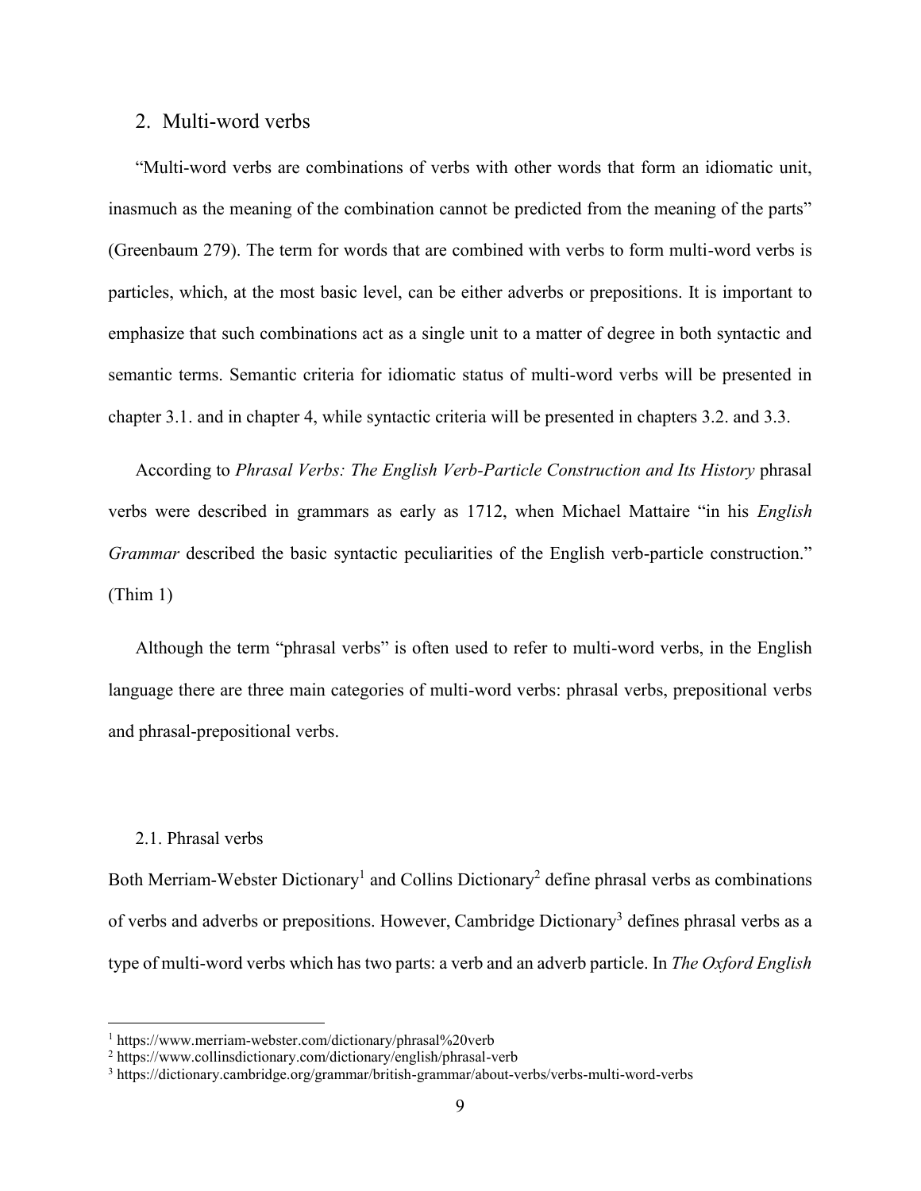## 2. Multi-word verbs

"Multi-word verbs are combinations of verbs with other words that form an idiomatic unit, inasmuch as the meaning of the combination cannot be predicted from the meaning of the parts" (Greenbaum 279). The term for words that are combined with verbs to form multi-word verbs is particles, which, at the most basic level, can be either adverbs or prepositions. It is important to emphasize that such combinations act as a single unit to a matter of degree in both syntactic and semantic terms. Semantic criteria for idiomatic status of multi-word verbs will be presented in chapter 3.1. and in chapter 4, while syntactic criteria will be presented in chapters 3.2. and 3.3.

According to *Phrasal Verbs: The English Verb-Particle Construction and Its History* phrasal verbs were described in grammars as early as 1712, when Michael Mattaire "in his *English Grammar* described the basic syntactic peculiarities of the English verb-particle construction." (Thim 1)

Although the term "phrasal verbs" is often used to refer to multi-word verbs, in the English language there are three main categories of multi-word verbs: phrasal verbs, prepositional verbs and phrasal-prepositional verbs.

### 2.1. Phrasal verbs

Both Merriam-Webster Dictionary[1] and Collins Dictionary[2] define phrasal verbs as combinations of verbs and adverbs or prepositions. However, Cambridge Dictionary[3] defines phrasal verbs as a type of multi-word verbs which has two parts: a verb and an adverb particle. In *The Oxford English*

[1] https://www.merriam-webster.com/dictionary/phrasal%20verb

[2] https://www.collinsdictionary.com/dictionary/english/phrasal-verb

[3] https://dictionary.cambridge.org/grammar/british-grammar/about-verbs/verbs-multi-word-verbs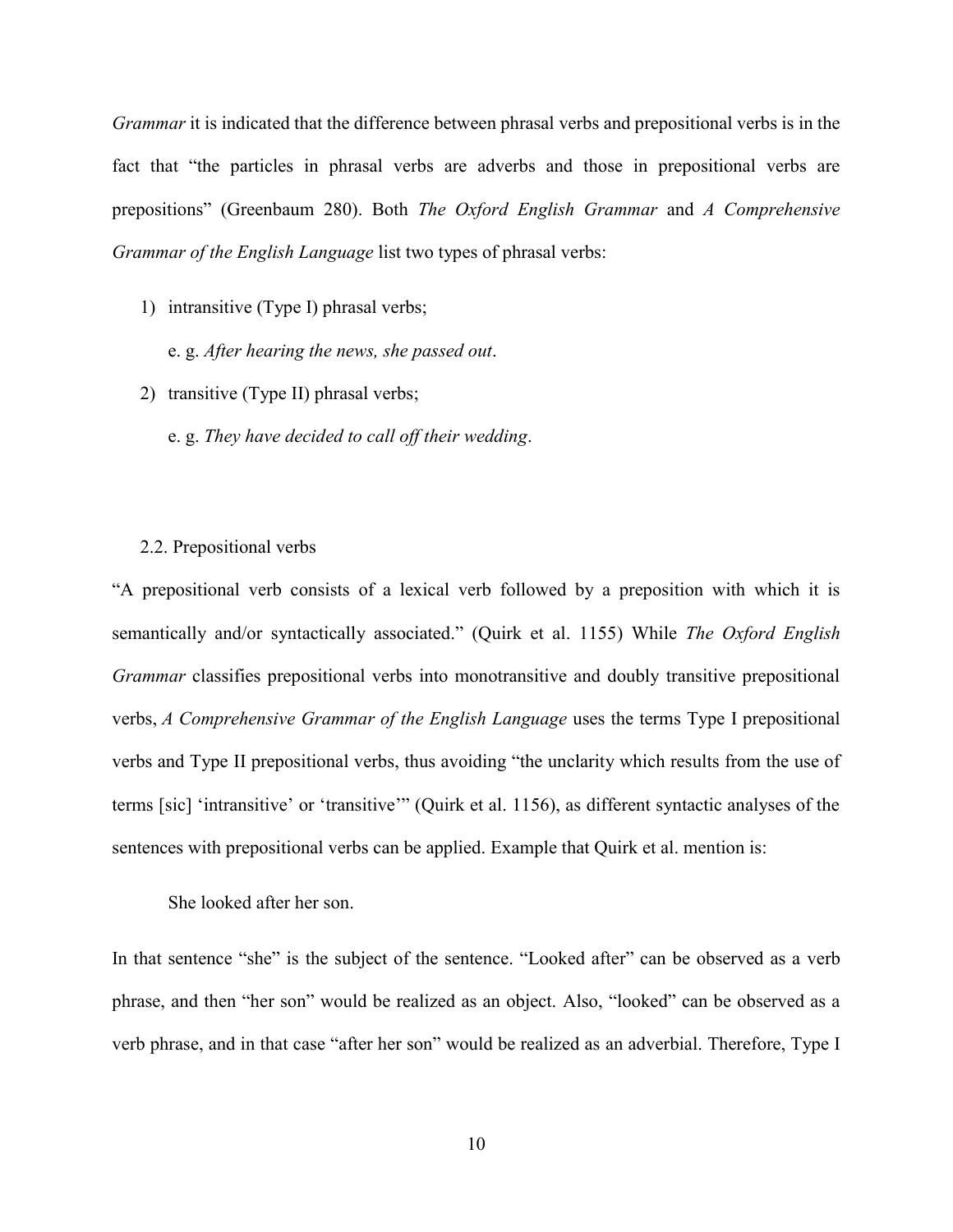*Grammar* it is indicated that the difference between phrasal verbs and prepositional verbs is in the fact that "the particles in phrasal verbs are adverbs and those in prepositional verbs are prepositions" (Greenbaum 280). Both *The Oxford English Grammar* and *A Comprehensive Grammar of the English Language* list two types of phrasal verbs:

1) intransitive (Type I) phrasal verbs;

   e. g. *After hearing the news, she passed out*.

2) transitive (Type II) phrasal verbs;

   e. g. *They have decided to call off their wedding*.

### 2.2. Prepositional verbs

"A prepositional verb consists of a lexical verb followed by a preposition with which it is semantically and/or syntactically associated." (Quirk et al. 1155) While *The Oxford English Grammar* classifies prepositional verbs into monotransitive and doubly transitive prepositional verbs, *A Comprehensive Grammar of the English Language* uses the terms Type I prepositional verbs and Type II prepositional verbs, thus avoiding "the unclarity which results from the use of terms [sic] 'intransitive' or 'transitive'" (Quirk et al. 1156), as different syntactic analyses of the sentences with prepositional verbs can be applied. Example that Quirk et al. mention is:

She looked after her son.

In that sentence "she" is the subject of the sentence. "Looked after" can be observed as a verb phrase, and then "her son" would be realized as an object. Also, "looked" can be observed as a verb phrase, and in that case "after her son" would be realized as an adverbial. Therefore, Type I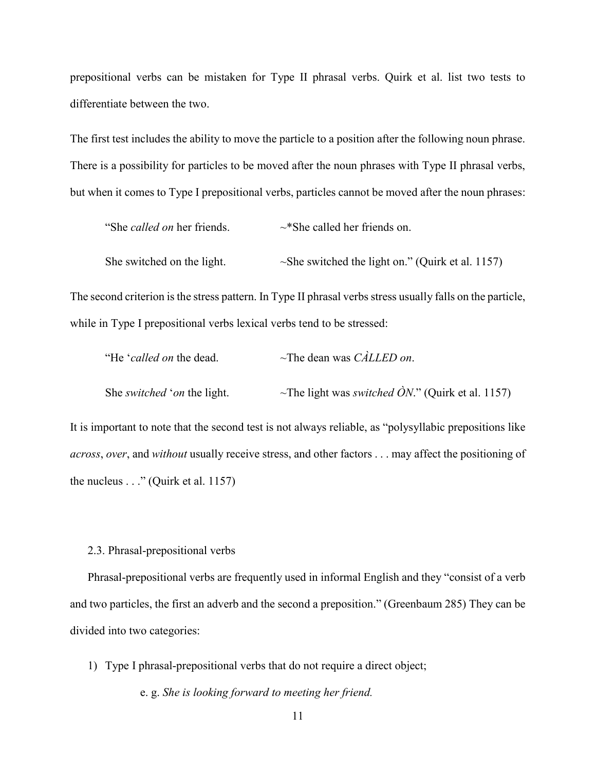prepositional verbs can be mistaken for Type II phrasal verbs. Quirk et al. list two tests to differentiate between the two.

The first test includes the ability to move the particle to a position after the following noun phrase. There is a possibility for particles to be moved after the noun phrases with Type II phrasal verbs, but when it comes to Type I prepositional verbs, particles cannot be moved after the noun phrases:

> "She *called on* her friends. ~*She called her friends on.
>
> She switched on the light. ~She switched the light on." (Quirk et al. 1157)

The second criterion is the stress pattern. In Type II phrasal verbs stress usually falls on the particle, while in Type I prepositional verbs lexical verbs tend to be stressed:

> "He '*called on* the dead. ~The dean was *CÀLLED on*.
>
> She *switched* '*on* the light. ~The light was *switched ÒN*." (Quirk et al. 1157)

It is important to note that the second test is not always reliable, as "polysyllabic prepositions like *across*, *over*, and *without* usually receive stress, and other factors . . . may affect the positioning of the nucleus . . ." (Quirk et al. 1157)

### 2.3. Phrasal-prepositional verbs

Phrasal-prepositional verbs are frequently used in informal English and they "consist of a verb and two particles, the first an adverb and the second a preposition." (Greenbaum 285) They can be divided into two categories:

1) Type I phrasal-prepositional verbs that do not require a direct object;

   e. g. *She is looking forward to meeting her friend.*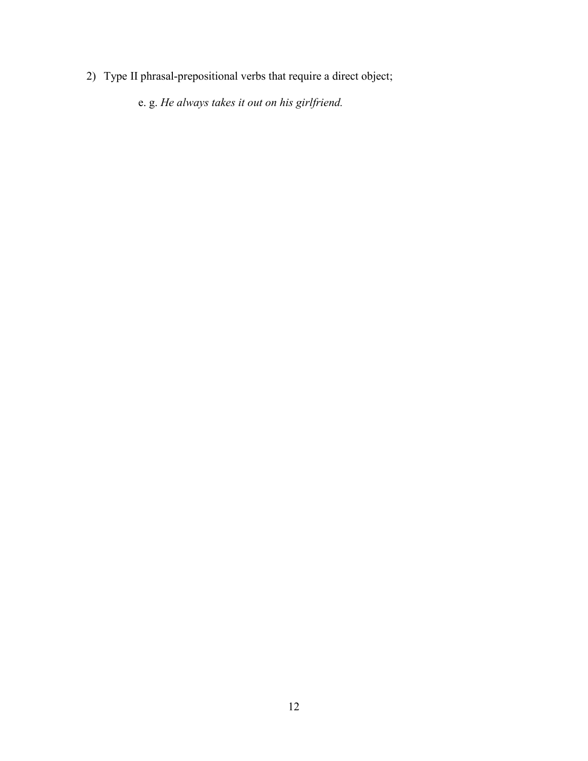2) Type II phrasal-prepositional verbs that require a direct object;

    e. g. *He always takes it out on his girlfriend.*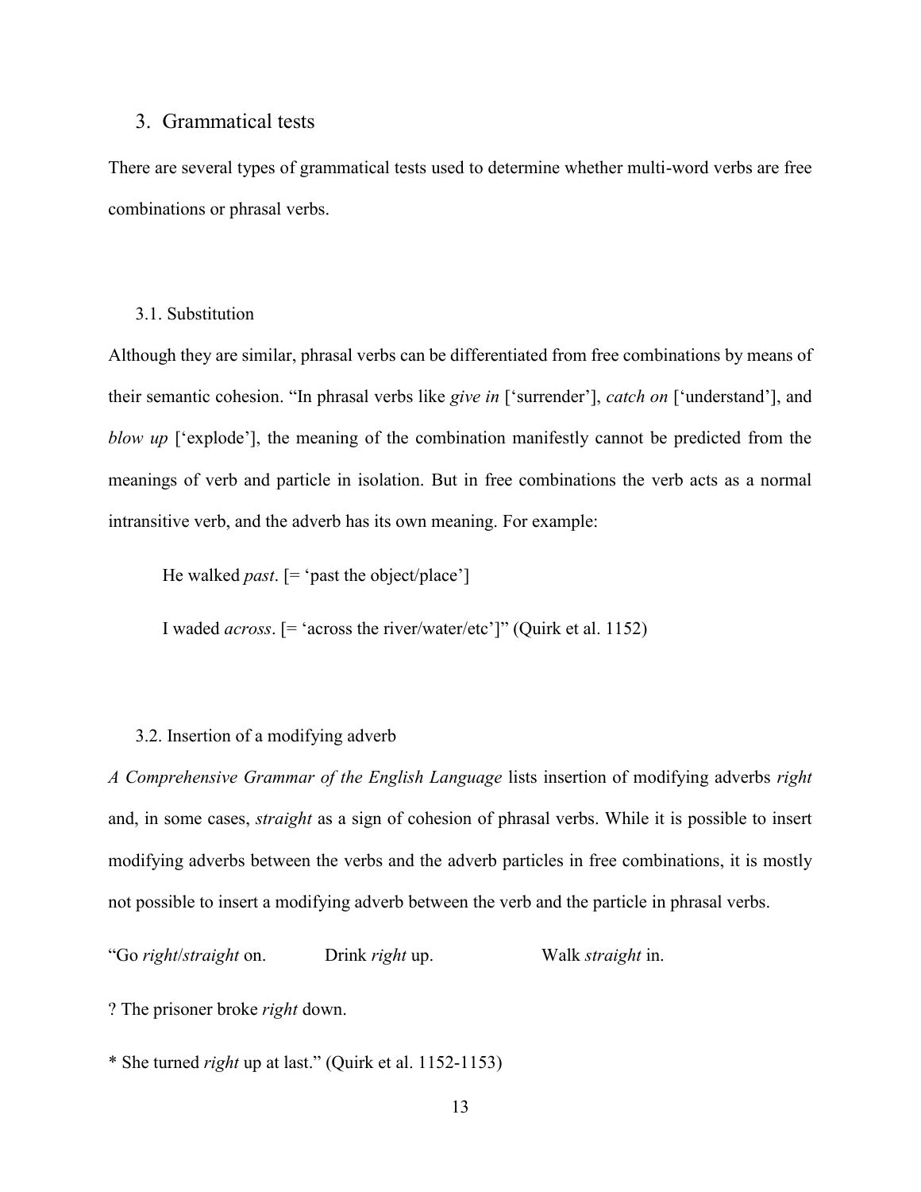## 3. Grammatical tests

There are several types of grammatical tests used to determine whether multi-word verbs are free combinations or phrasal verbs.

### 3.1. Substitution

Although they are similar, phrasal verbs can be differentiated from free combinations by means of their semantic cohesion. "In phrasal verbs like *give in* ['surrender'], *catch on* ['understand'], and *blow up* ['explode'], the meaning of the combination manifestly cannot be predicted from the meanings of verb and particle in isolation. But in free combinations the verb acts as a normal intransitive verb, and the adverb has its own meaning. For example:

> He walked *past*. [= 'past the object/place']
>
> I waded *across*. [= 'across the river/water/etc']" (Quirk et al. 1152)

### 3.2. Insertion of a modifying adverb

*A Comprehensive Grammar of the English Language* lists insertion of modifying adverbs *right* and, in some cases, *straight* as a sign of cohesion of phrasal verbs. While it is possible to insert modifying adverbs between the verbs and the adverb particles in free combinations, it is mostly not possible to insert a modifying adverb between the verb and the particle in phrasal verbs.

"Go *right*/*straight* on. Drink *right* up. Walk *straight* in.

? The prisoner broke *right* down.

* She turned *right* up at last." (Quirk et al. 1152-1153)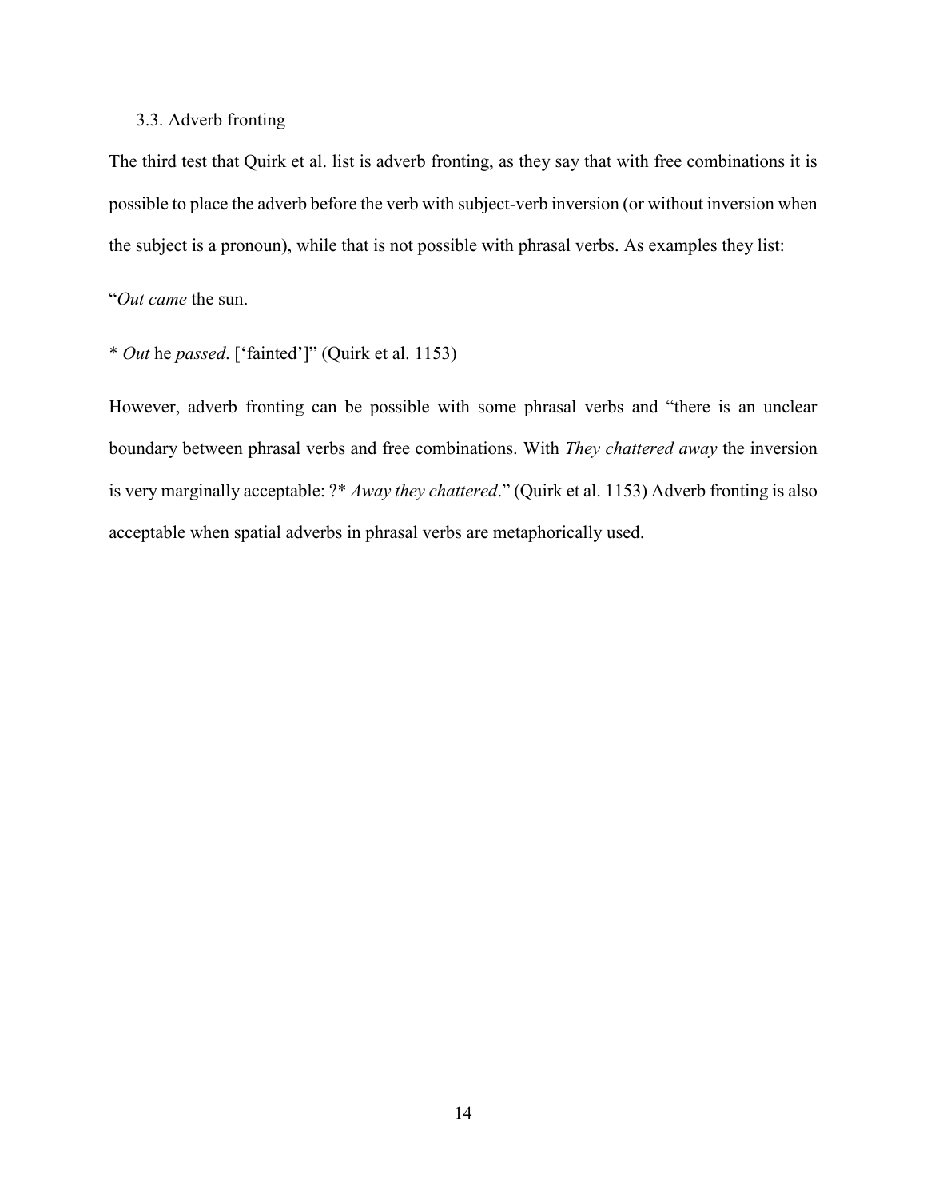### 3.3. Adverb fronting

The third test that Quirk et al. list is adverb fronting, as they say that with free combinations it is possible to place the adverb before the verb with subject-verb inversion (or without inversion when the subject is a pronoun), while that is not possible with phrasal verbs. As examples they list:

"*Out came* the sun.

* *Out* he *passed*. ['fainted']" (Quirk et al. 1153)

However, adverb fronting can be possible with some phrasal verbs and "there is an unclear boundary between phrasal verbs and free combinations. With *They chattered away* the inversion is very marginally acceptable: ?* *Away they chattered*." (Quirk et al. 1153) Adverb fronting is also acceptable when spatial adverbs in phrasal verbs are metaphorically used.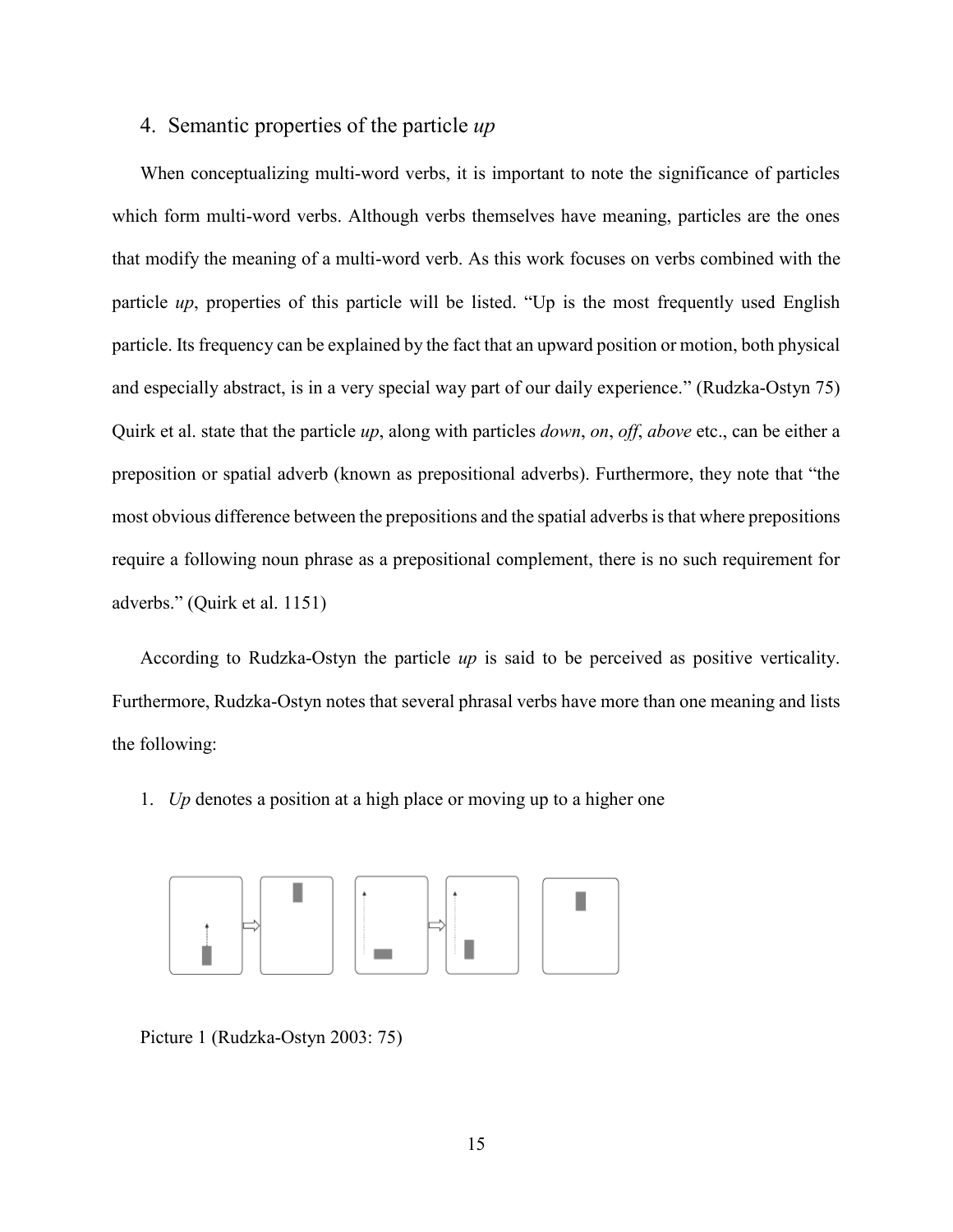## 4. Semantic properties of the particle *up*

When conceptualizing multi-word verbs, it is important to note the significance of particles which form multi-word verbs. Although verbs themselves have meaning, particles are the ones that modify the meaning of a multi-word verb. As this work focuses on verbs combined with the particle *up*, properties of this particle will be listed. "Up is the most frequently used English particle. Its frequency can be explained by the fact that an upward position or motion, both physical and especially abstract, is in a very special way part of our daily experience." (Rudzka-Ostyn 75) Quirk et al. state that the particle *up*, along with particles *down*, *on*, *off*, *above* etc., can be either a preposition or spatial adverb (known as prepositional adverbs). Furthermore, they note that "the most obvious difference between the prepositions and the spatial adverbs is that where prepositions require a following noun phrase as a prepositional complement, there is no such requirement for adverbs." (Quirk et al. 1151)

According to Rudzka-Ostyn the particle *up* is said to be perceived as positive verticality. Furthermore, Rudzka-Ostyn notes that several phrasal verbs have more than one meaning and lists the following:

1. *Up* denotes a position at a high place or moving up to a higher one

Picture 1 (Rudzka-Ostyn 2003: 75)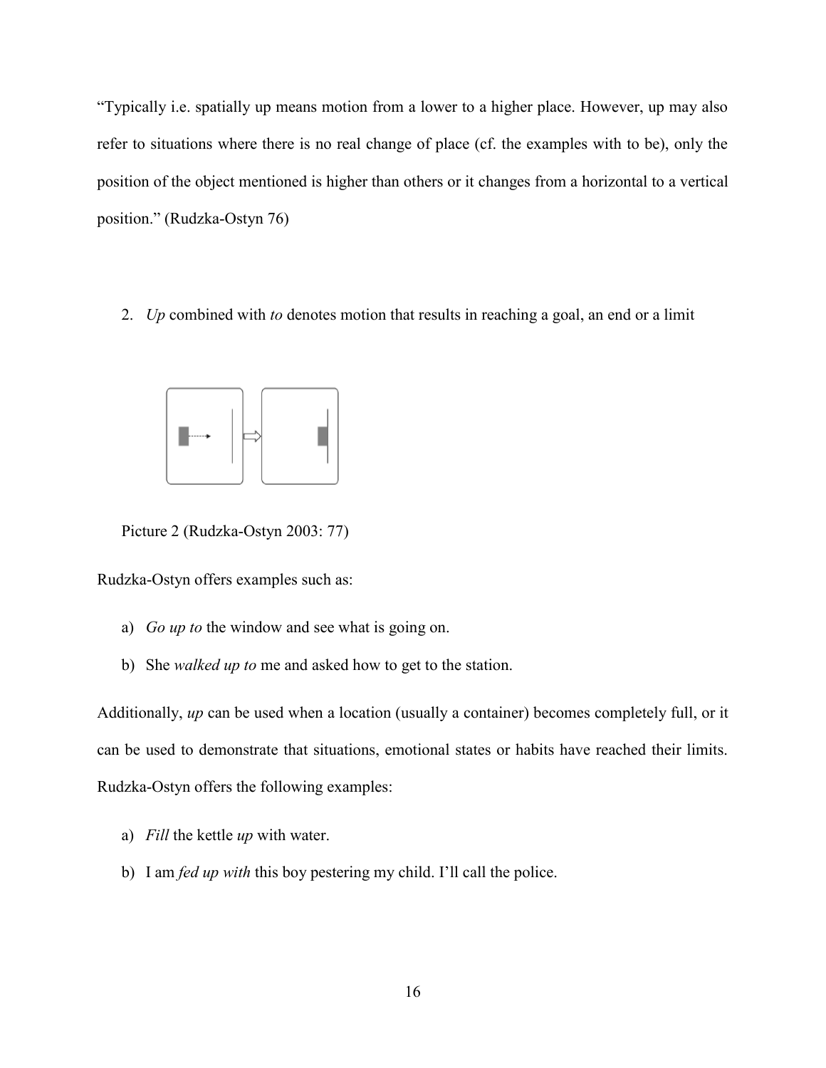"Typically i.e. spatially up means motion from a lower to a higher place. However, up may also refer to situations where there is no real change of place (cf. the examples with to be), only the position of the object mentioned is higher than others or it changes from a horizontal to a vertical position." (Rudzka-Ostyn 76)

2. *Up* combined with *to* denotes motion that results in reaching a goal, an end or a limit

Picture 2 (Rudzka-Ostyn 2003: 77)

Rudzka-Ostyn offers examples such as:

a) *Go up to* the window and see what is going on.
b) She *walked up to* me and asked how to get to the station.

Additionally, *up* can be used when a location (usually a container) becomes completely full, or it can be used to demonstrate that situations, emotional states or habits have reached their limits. Rudzka-Ostyn offers the following examples:

a) *Fill* the kettle *up* with water.
b) I am *fed up with* this boy pestering my child. I'll call the police.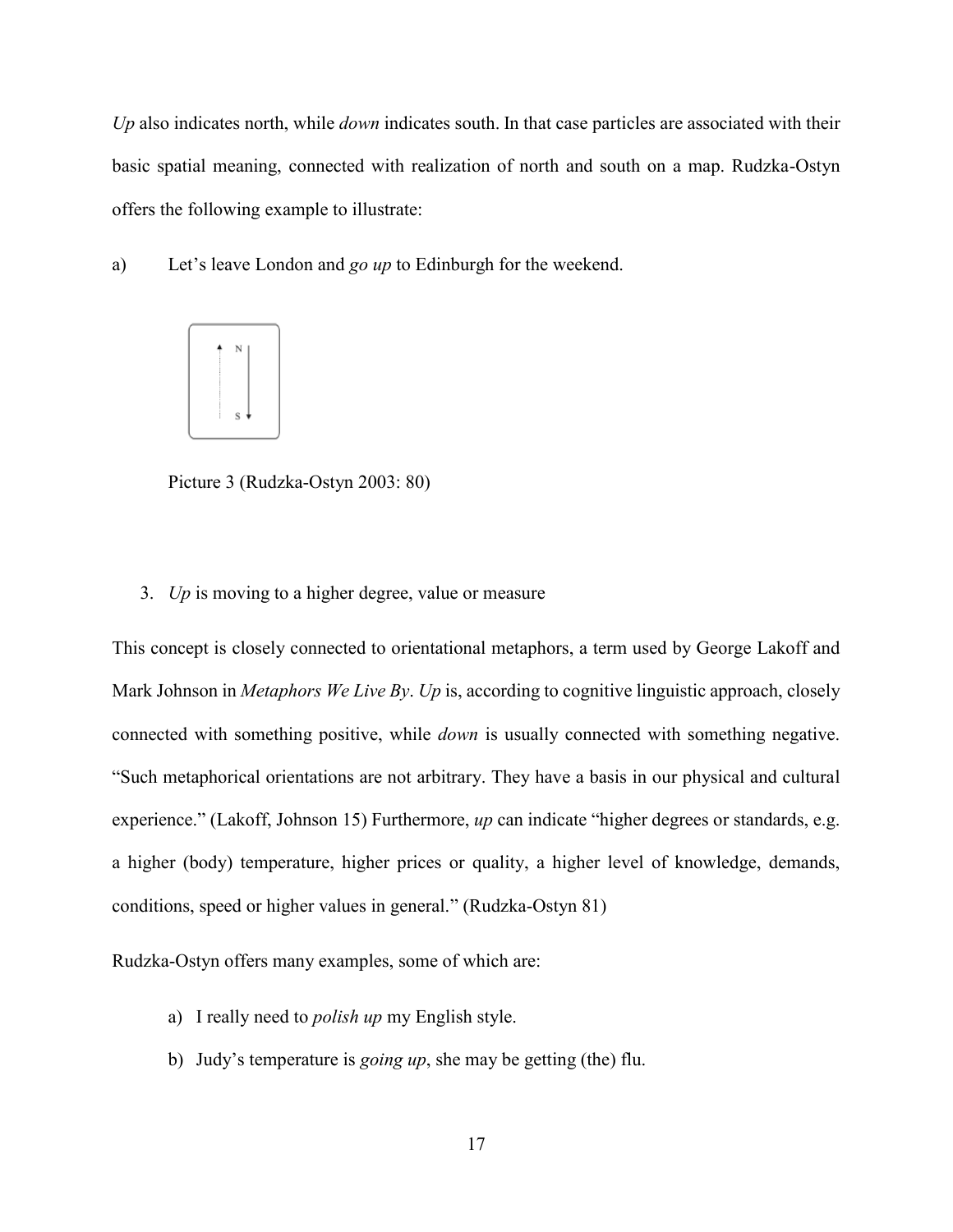*Up* also indicates north, while *down* indicates south. In that case particles are associated with their basic spatial meaning, connected with realization of north and south on a map. Rudzka-Ostyn offers the following example to illustrate:

a) Let's leave London and *go up* to Edinburgh for the weekend.

Picture 3 (Rudzka-Ostyn 2003: 80)

3. *Up* is moving to a higher degree, value or measure

This concept is closely connected to orientational metaphors, a term used by George Lakoff and Mark Johnson in *Metaphors We Live By*. *Up* is, according to cognitive linguistic approach, closely connected with something positive, while *down* is usually connected with something negative. "Such metaphorical orientations are not arbitrary. They have a basis in our physical and cultural experience." (Lakoff, Johnson 15) Furthermore, *up* can indicate "higher degrees or standards, e.g. a higher (body) temperature, higher prices or quality, a higher level of knowledge, demands, conditions, speed or higher values in general." (Rudzka-Ostyn 81)

Rudzka-Ostyn offers many examples, some of which are:

a) I really need to *polish up* my English style.
b) Judy's temperature is *going up*, she may be getting (the) flu.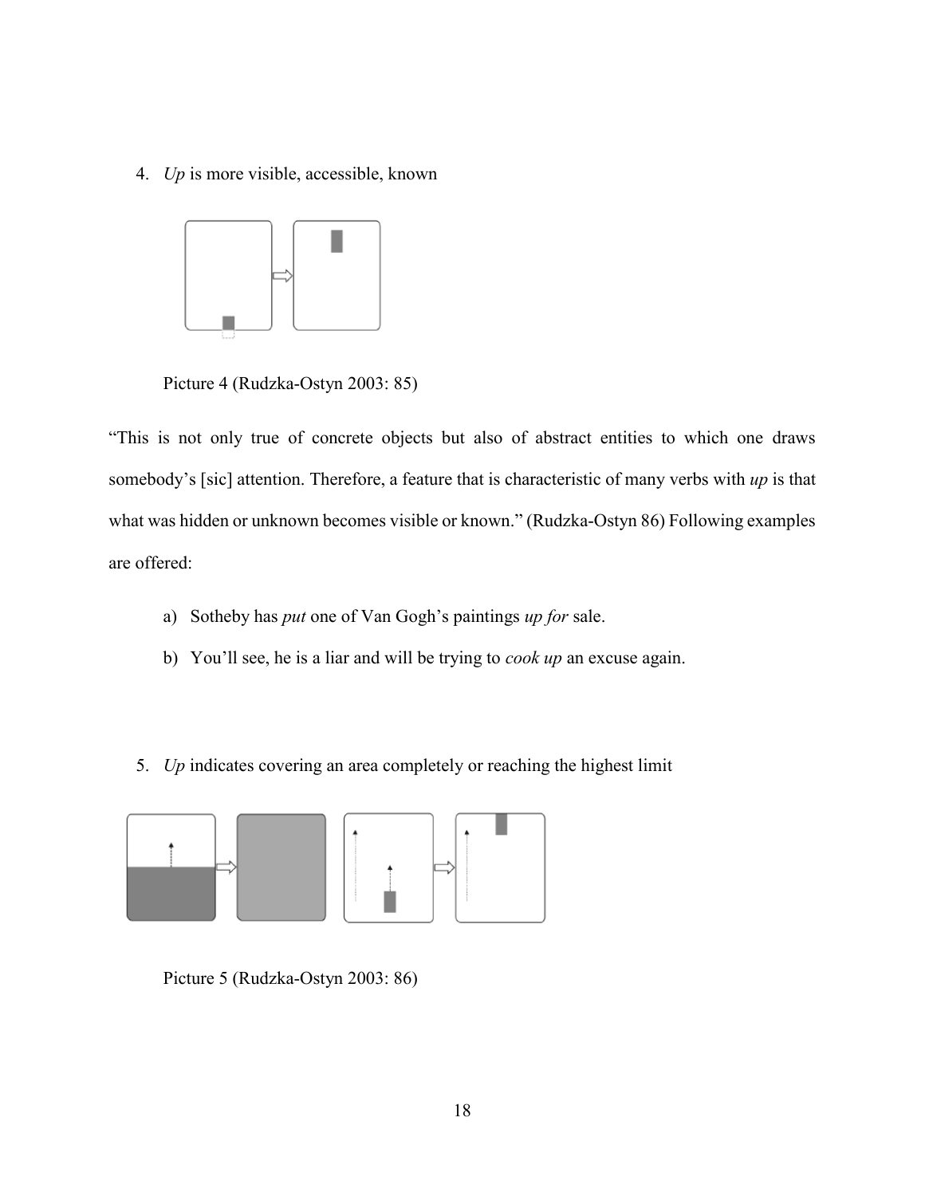4. *Up* is more visible, accessible, known

Picture 4 (Rudzka-Ostyn 2003: 85)

"This is not only true of concrete objects but also of abstract entities to which one draws somebody's [sic] attention. Therefore, a feature that is characteristic of many verbs with *up* is that what was hidden or unknown becomes visible or known." (Rudzka-Ostyn 86) Following examples are offered:

a) Sotheby has *put* one of Van Gogh's paintings *up for* sale.
b) You'll see, he is a liar and will be trying to *cook up* an excuse again.

5. *Up* indicates covering an area completely or reaching the highest limit

Picture 5 (Rudzka-Ostyn 2003: 86)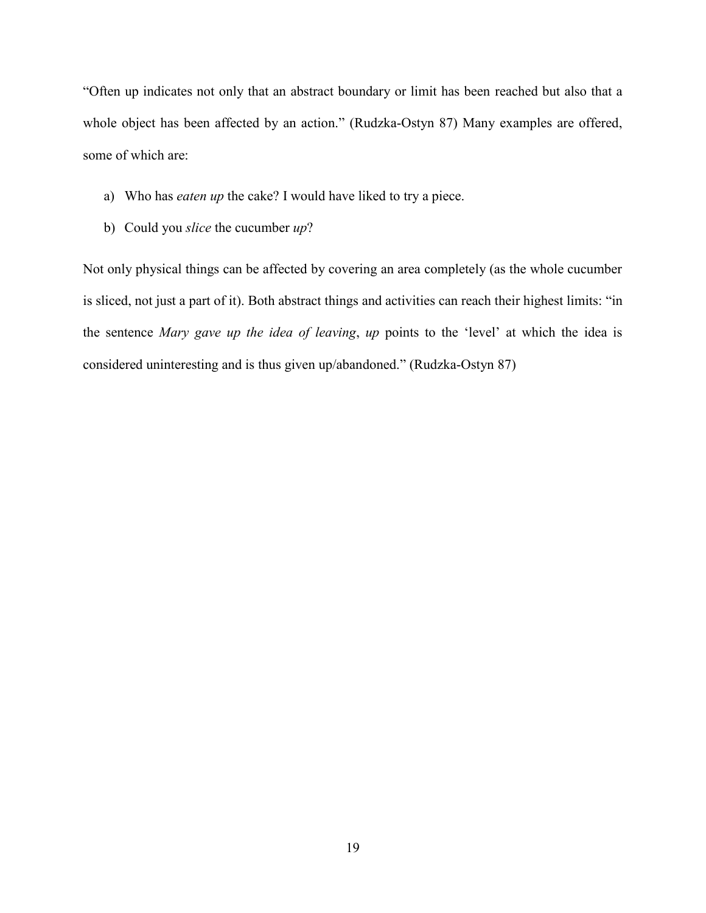"Often up indicates not only that an abstract boundary or limit has been reached but also that a whole object has been affected by an action." (Rudzka-Ostyn 87) Many examples are offered, some of which are:

a) Who has *eaten up* the cake? I would have liked to try a piece.

b) Could you *slice* the cucumber *up*?

Not only physical things can be affected by covering an area completely (as the whole cucumber is sliced, not just a part of it). Both abstract things and activities can reach their highest limits: "in the sentence *Mary gave up the idea of leaving*, *up* points to the 'level' at which the idea is considered uninteresting and is thus given up/abandoned." (Rudzka-Ostyn 87)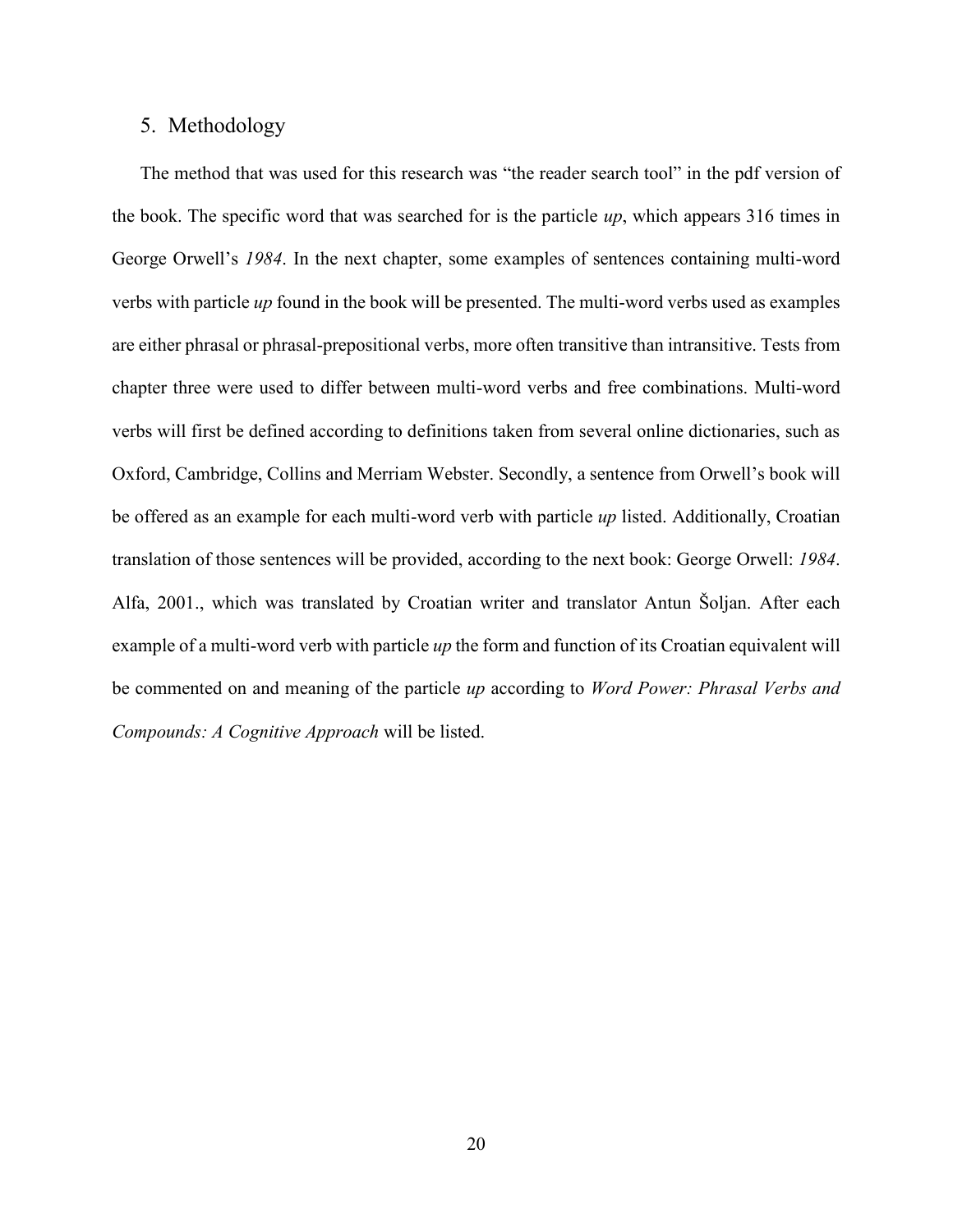## 5. Methodology

The method that was used for this research was "the reader search tool" in the pdf version of the book. The specific word that was searched for is the particle *up*, which appears 316 times in George Orwell's *1984*. In the next chapter, some examples of sentences containing multi-word verbs with particle *up* found in the book will be presented. The multi-word verbs used as examples are either phrasal or phrasal-prepositional verbs, more often transitive than intransitive. Tests from chapter three were used to differ between multi-word verbs and free combinations. Multi-word verbs will first be defined according to definitions taken from several online dictionaries, such as Oxford, Cambridge, Collins and Merriam Webster. Secondly, a sentence from Orwell's book will be offered as an example for each multi-word verb with particle *up* listed. Additionally, Croatian translation of those sentences will be provided, according to the next book: George Orwell: *1984*. Alfa, 2001., which was translated by Croatian writer and translator Antun Šoljan. After each example of a multi-word verb with particle *up* the form and function of its Croatian equivalent will be commented on and meaning of the particle *up* according to *Word Power: Phrasal Verbs and Compounds: A Cognitive Approach* will be listed.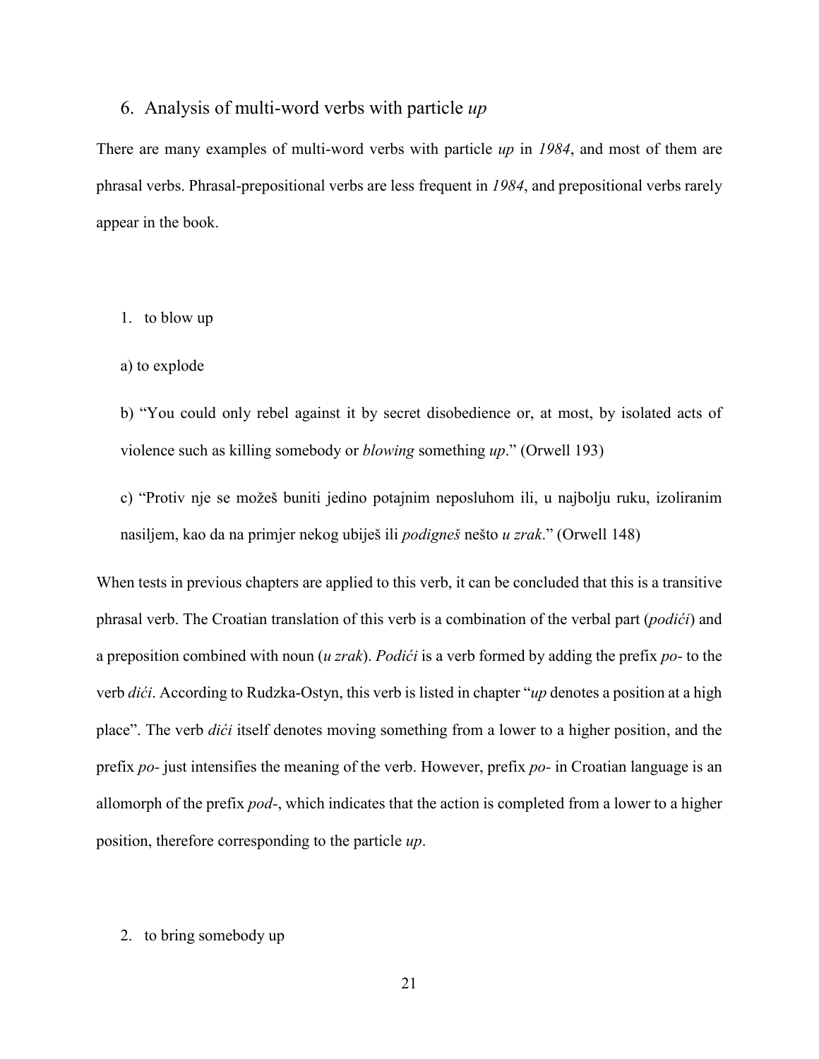## 6. Analysis of multi-word verbs with particle *up*

There are many examples of multi-word verbs with particle *up* in *1984*, and most of them are phrasal verbs. Phrasal-prepositional verbs are less frequent in *1984*, and prepositional verbs rarely appear in the book.

1. to blow up

a) to explode

b) "You could only rebel against it by secret disobedience or, at most, by isolated acts of violence such as killing somebody or *blowing* something *up*." (Orwell 193)

c) "Protiv nje se možeš buniti jedino potajnim neposluhom ili, u najbolju ruku, izoliranim nasiljem, kao da na primjer nekog ubiješ ili *podigneš* nešto *u zrak*." (Orwell 148)

When tests in previous chapters are applied to this verb, it can be concluded that this is a transitive phrasal verb. The Croatian translation of this verb is a combination of the verbal part (*podići*) and a preposition combined with noun (*u zrak*). *Podići* is a verb formed by adding the prefix *po-* to the verb *dići*. According to Rudzka-Ostyn, this verb is listed in chapter "*up* denotes a position at a high place". The verb *dići* itself denotes moving something from a lower to a higher position, and the prefix *po-* just intensifies the meaning of the verb. However, prefix *po-* in Croatian language is an allomorph of the prefix *pod-*, which indicates that the action is completed from a lower to a higher position, therefore corresponding to the particle *up*.

2. to bring somebody up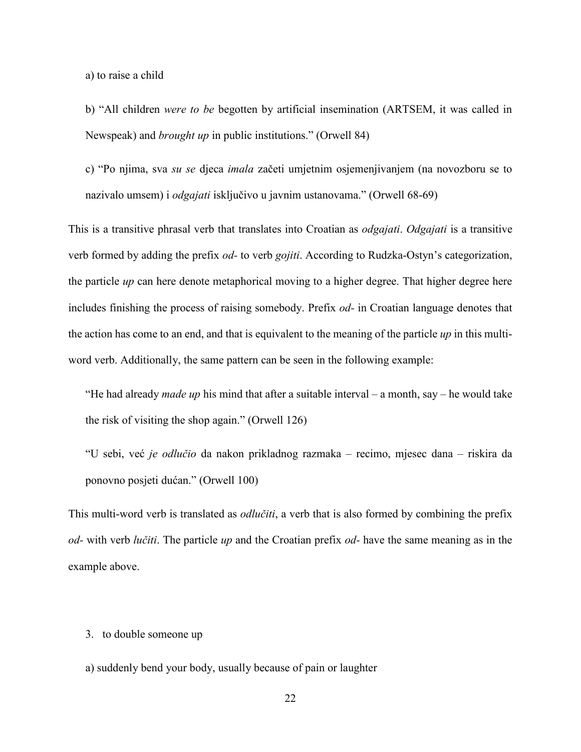a) to raise a child

b) "All children *were to be* begotten by artificial insemination (ARTSEM, it was called in Newspeak) and *brought up* in public institutions." (Orwell 84)

c) "Po njima, sva *su se* djeca *imala* začeti umjetnim osjemenjivanjem (na novozboru se to nazivalo umsem) i *odgajati* isključivo u javnim ustanovama." (Orwell 68-69)

This is a transitive phrasal verb that translates into Croatian as *odgajati*. *Odgajati* is a transitive verb formed by adding the prefix *od-* to verb *gojiti*. According to Rudzka-Ostyn's categorization, the particle *up* can here denote metaphorical moving to a higher degree. That higher degree here includes finishing the process of raising somebody. Prefix *od-* in Croatian language denotes that the action has come to an end, and that is equivalent to the meaning of the particle *up* in this multi-word verb. Additionally, the same pattern can be seen in the following example:

> "He had already *made up* his mind that after a suitable interval – a month, say – he would take the risk of visiting the shop again." (Orwell 126)
>
> "U sebi, već *je odlučio* da nakon prikladnog razmaka – recimo, mjesec dana – riskira da ponovno posjeti dućan." (Orwell 100)

This multi-word verb is translated as *odlučiti*, a verb that is also formed by combining the prefix *od-* with verb *lučiti*. The particle *up* and the Croatian prefix *od-* have the same meaning as in the example above.

3. to double someone up

a) suddenly bend your body, usually because of pain or laughter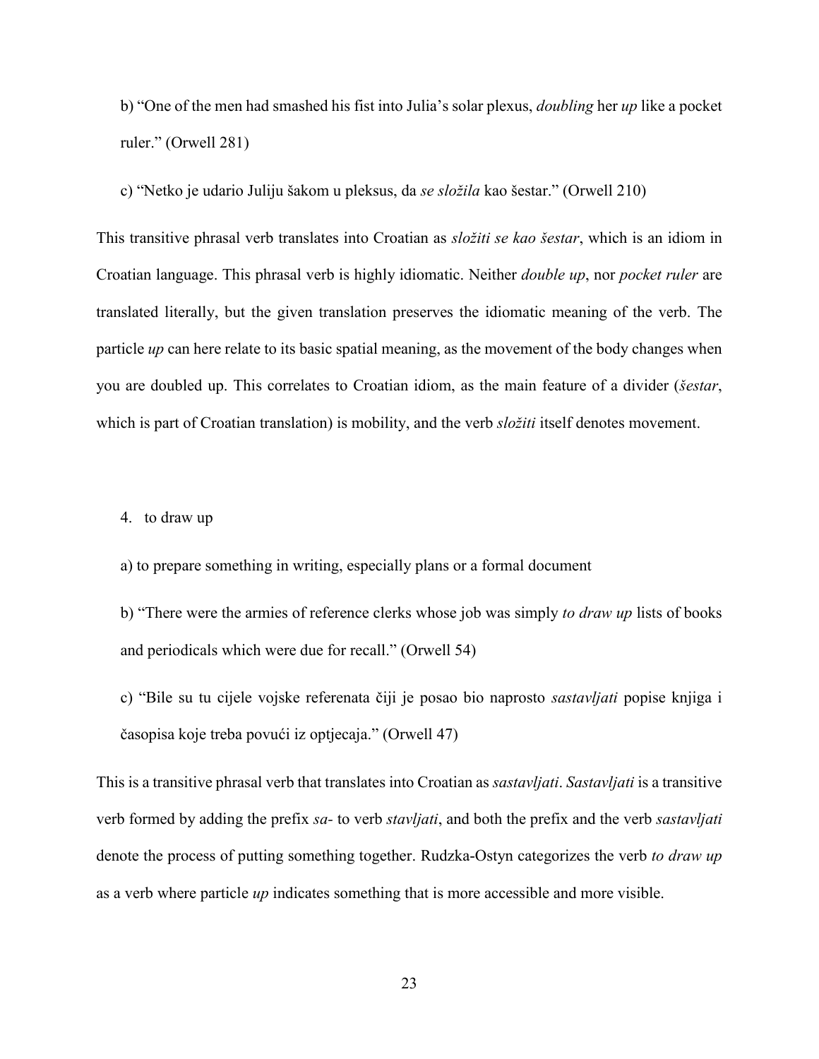b) “One of the men had smashed his fist into Julia’s solar plexus, *doubling* her *up* like a pocket ruler.” (Orwell 281)

c) “Netko je udario Juliju šakom u pleksus, da *se složila* kao šestar.” (Orwell 210)

This transitive phrasal verb translates into Croatian as *složiti se kao šestar*, which is an idiom in Croatian language. This phrasal verb is highly idiomatic. Neither *double up*, nor *pocket ruler* are translated literally, but the given translation preserves the idiomatic meaning of the verb. The particle *up* can here relate to its basic spatial meaning, as the movement of the body changes when you are doubled up. This correlates to Croatian idiom, as the main feature of a divider (*šestar*, which is part of Croatian translation) is mobility, and the verb *složiti* itself denotes movement.

4. to draw up

a) to prepare something in writing, especially plans or a formal document

b) “There were the armies of reference clerks whose job was simply *to draw up* lists of books and periodicals which were due for recall.” (Orwell 54)

c) “Bile su tu cijele vojske referenata čiji je posao bio naprosto *sastavljati* popise knjiga i časopisa koje treba povući iz optjecaja.” (Orwell 47)

This is a transitive phrasal verb that translates into Croatian as *sastavljati*. *Sastavljati* is a transitive verb formed by adding the prefix *sa-* to verb *stavljati*, and both the prefix and the verb *sastavljati* denote the process of putting something together. Rudzka-Ostyn categorizes the verb *to draw up* as a verb where particle *up* indicates something that is more accessible and more visible.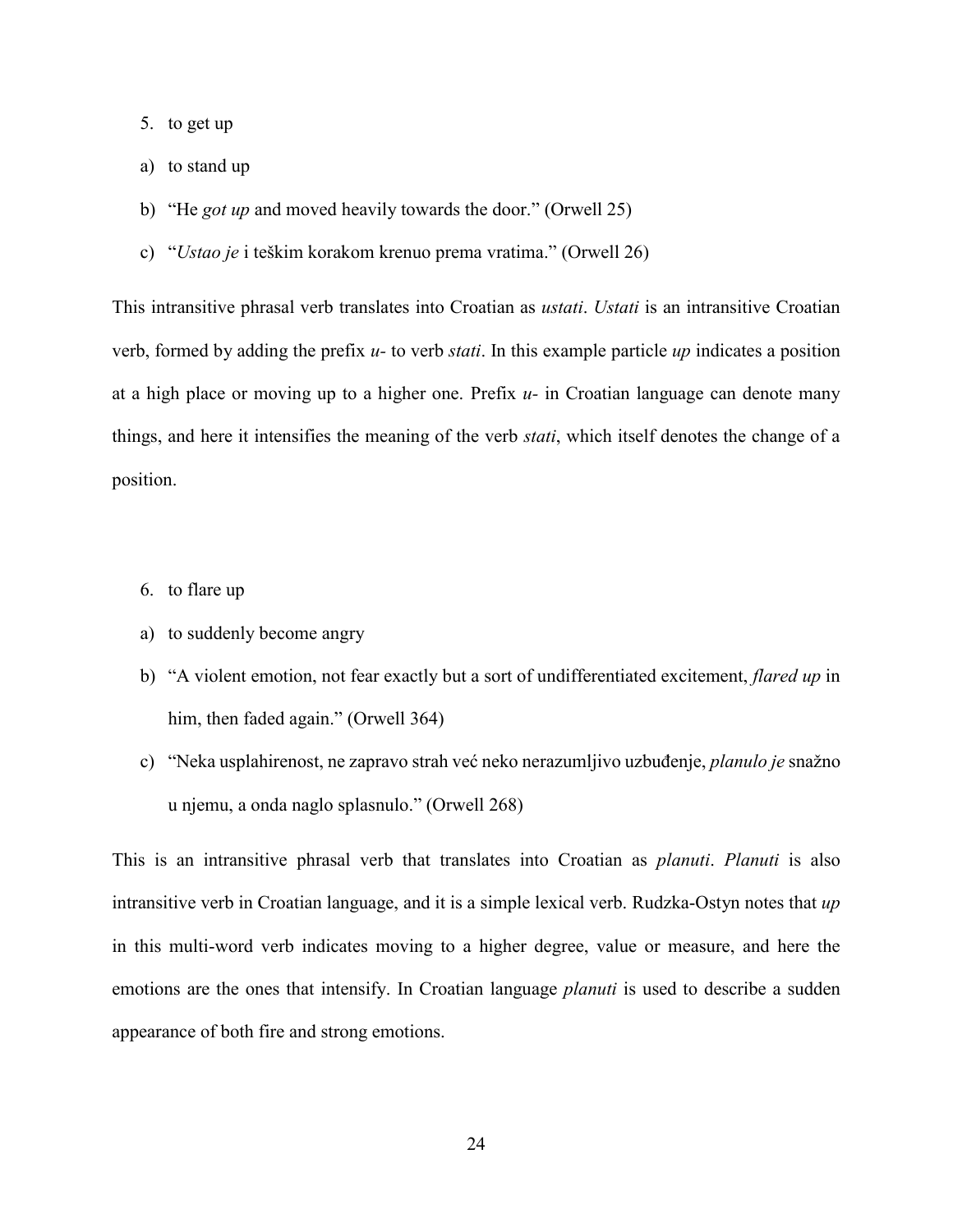5. to get up

a) to stand up

b) "He *got up* and moved heavily towards the door." (Orwell 25)

c) "*Ustao je* i teškim korakom krenuo prema vratima." (Orwell 26)

This intransitive phrasal verb translates into Croatian as *ustati*. *Ustati* is an intransitive Croatian verb, formed by adding the prefix *u-* to verb *stati*. In this example particle *up* indicates a position at a high place or moving up to a higher one. Prefix *u-* in Croatian language can denote many things, and here it intensifies the meaning of the verb *stati*, which itself denotes the change of a position.

6. to flare up

a) to suddenly become angry

b) "A violent emotion, not fear exactly but a sort of undifferentiated excitement, *flared up* in him, then faded again." (Orwell 364)

c) "Neka usplahirenost, ne zapravo strah već neko nerazumljivo uzbuđenje, *planulo je* snažno u njemu, a onda naglo splasnulo." (Orwell 268)

This is an intransitive phrasal verb that translates into Croatian as *planuti*. *Planuti* is also intransitive verb in Croatian language, and it is a simple lexical verb. Rudzka-Ostyn notes that *up* in this multi-word verb indicates moving to a higher degree, value or measure, and here the emotions are the ones that intensify. In Croatian language *planuti* is used to describe a sudden appearance of both fire and strong emotions.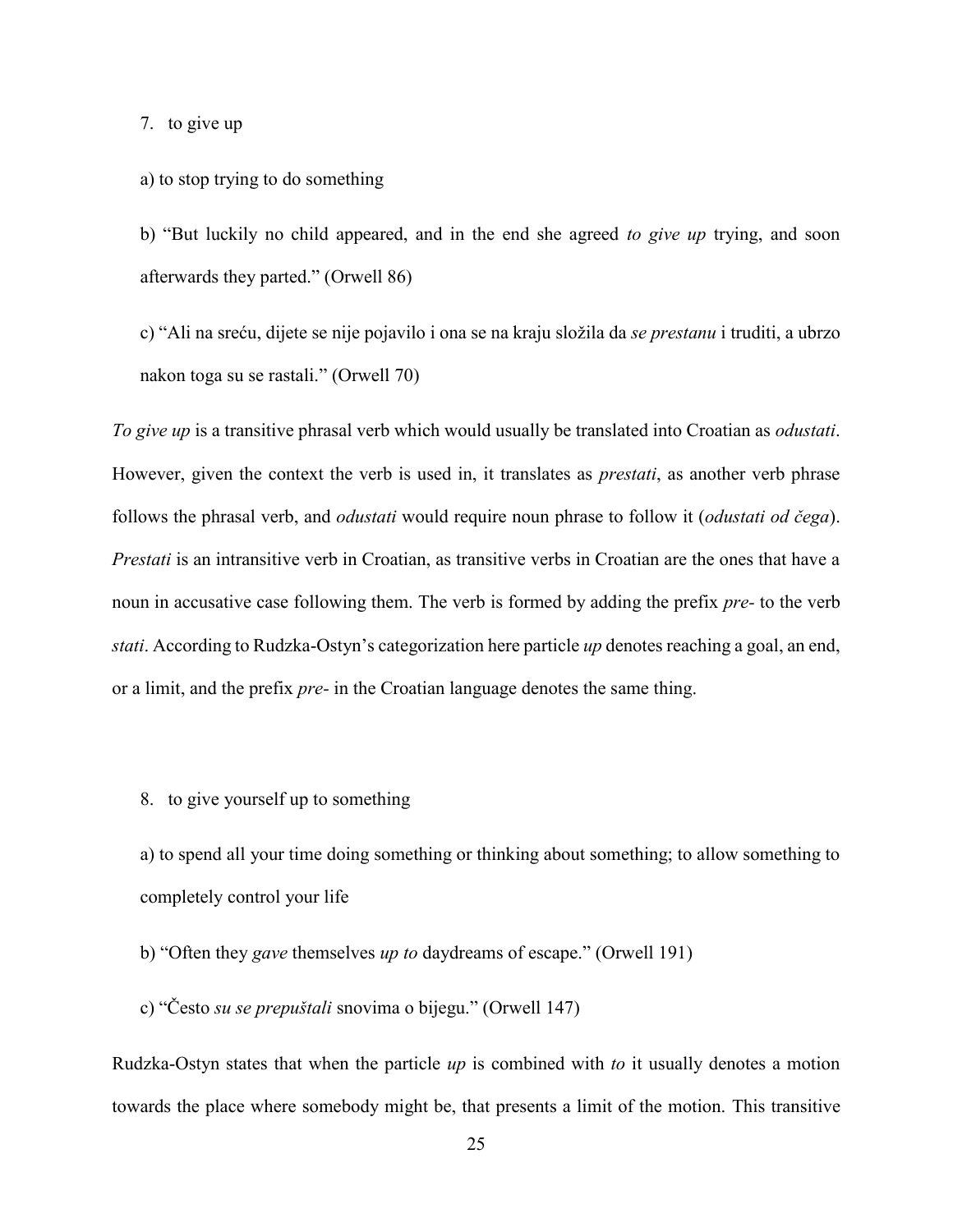7. to give up

a) to stop trying to do something

b) "But luckily no child appeared, and in the end she agreed *to give up* trying, and soon afterwards they parted." (Orwell 86)

c) "Ali na sreću, dijete se nije pojavilo i ona se na kraju složila da *se prestanu* i truditi, a ubrzo nakon toga su se rastali." (Orwell 70)

*To give up* is a transitive phrasal verb which would usually be translated into Croatian as *odustati*. However, given the context the verb is used in, it translates as *prestati*, as another verb phrase follows the phrasal verb, and *odustati* would require noun phrase to follow it (*odustati od čega*). *Prestati* is an intransitive verb in Croatian, as transitive verbs in Croatian are the ones that have a noun in accusative case following them. The verb is formed by adding the prefix *pre-* to the verb *stati*. According to Rudzka-Ostyn's categorization here particle *up* denotes reaching a goal, an end, or a limit, and the prefix *pre-* in the Croatian language denotes the same thing.

8. to give yourself up to something

a) to spend all your time doing something or thinking about something; to allow something to completely control your life

b) "Often they *gave* themselves *up to* daydreams of escape." (Orwell 191)

c) "Često *su se prepuštali* snovima o bijegu." (Orwell 147)

Rudzka-Ostyn states that when the particle *up* is combined with *to* it usually denotes a motion towards the place where somebody might be, that presents a limit of the motion. This transitive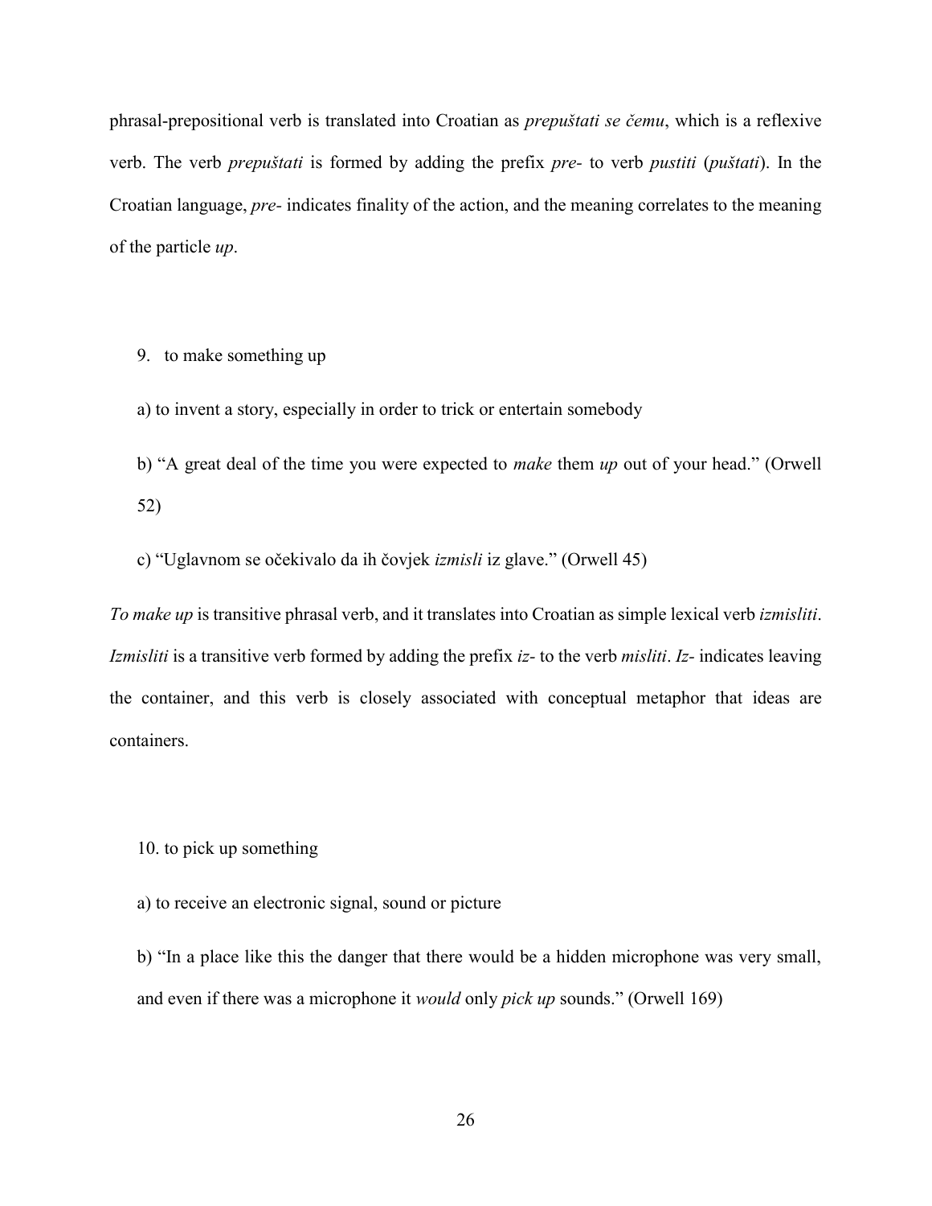phrasal-prepositional verb is translated into Croatian as *prepuštati se čemu*, which is a reflexive verb. The verb *prepuštati* is formed by adding the prefix *pre-* to verb *pustiti* (*puštati*). In the Croatian language, *pre-* indicates finality of the action, and the meaning correlates to the meaning of the particle *up*.

9. to make something up

a) to invent a story, especially in order to trick or entertain somebody

b) "A great deal of the time you were expected to *make* them *up* out of your head." (Orwell 52)

c) "Uglavnom se očekivalo da ih čovjek *izmisli* iz glave." (Orwell 45)

*To make up* is transitive phrasal verb, and it translates into Croatian as simple lexical verb *izmisliti*. *Izmisliti* is a transitive verb formed by adding the prefix *iz-* to the verb *misliti*. *Iz-* indicates leaving the container, and this verb is closely associated with conceptual metaphor that ideas are containers.

10. to pick up something

a) to receive an electronic signal, sound or picture

b) "In a place like this the danger that there would be a hidden microphone was very small, and even if there was a microphone it *would* only *pick up* sounds." (Orwell 169)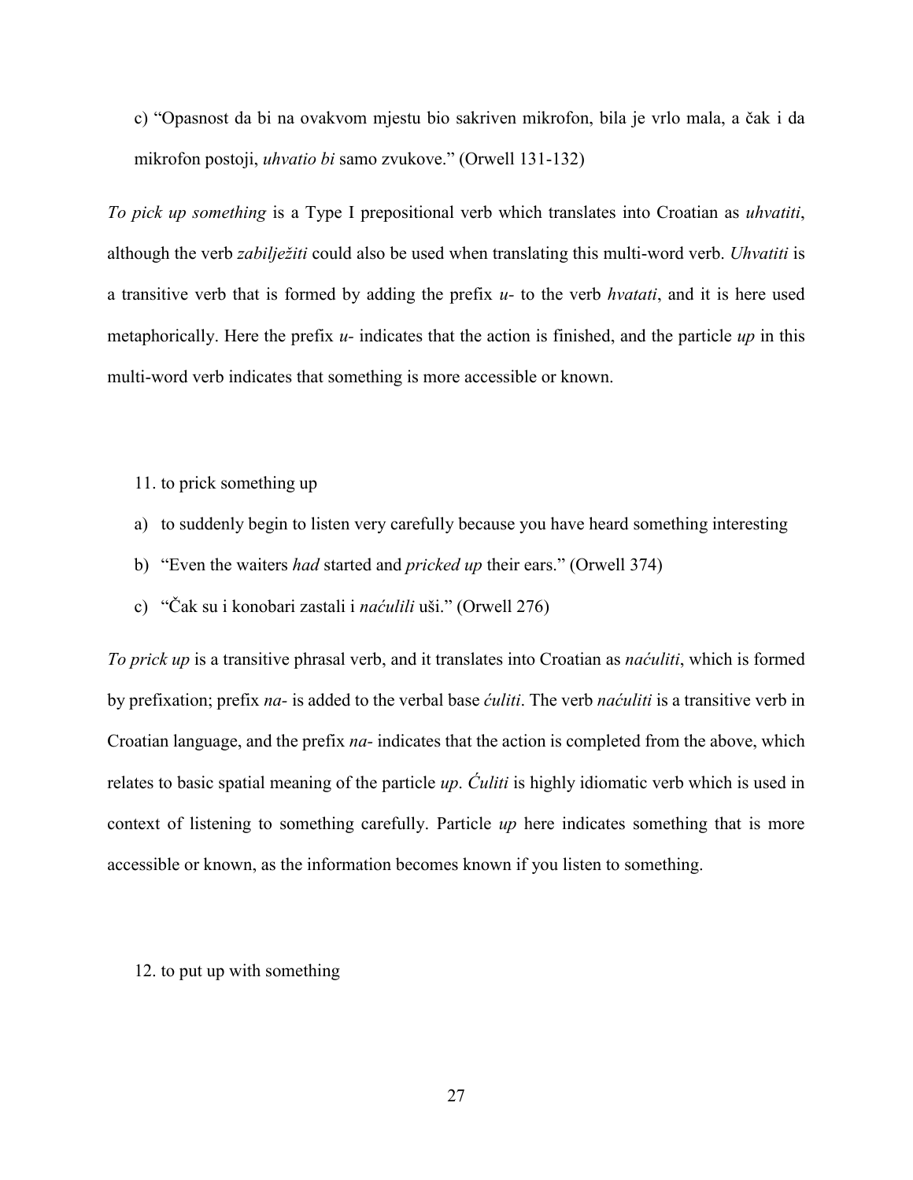c) "Opasnost da bi na ovakvom mjestu bio sakriven mikrofon, bila je vrlo mala, a čak i da mikrofon postoji, *uhvatio bi* samo zvukove." (Orwell 131-132)

*To pick up something* is a Type I prepositional verb which translates into Croatian as *uhvatiti*, although the verb *zabilježiti* could also be used when translating this multi-word verb. *Uhvatiti* is a transitive verb that is formed by adding the prefix *u-* to the verb *hvatati*, and it is here used metaphorically. Here the prefix *u-* indicates that the action is finished, and the particle *up* in this multi-word verb indicates that something is more accessible or known.

11. to prick something up

a) to suddenly begin to listen very carefully because you have heard something interesting
b) "Even the waiters *had* started and *pricked up* their ears." (Orwell 374)
c) "Čak su i konobari zastali i *naćulili* uši." (Orwell 276)

*To prick up* is a transitive phrasal verb, and it translates into Croatian as *naćuliti*, which is formed by prefixation; prefix *na-* is added to the verbal base *ćuliti*. The verb *naćuliti* is a transitive verb in Croatian language, and the prefix *na-* indicates that the action is completed from the above, which relates to basic spatial meaning of the particle *up*. *Ćuliti* is highly idiomatic verb which is used in context of listening to something carefully. Particle *up* here indicates something that is more accessible or known, as the information becomes known if you listen to something.

12. to put up with something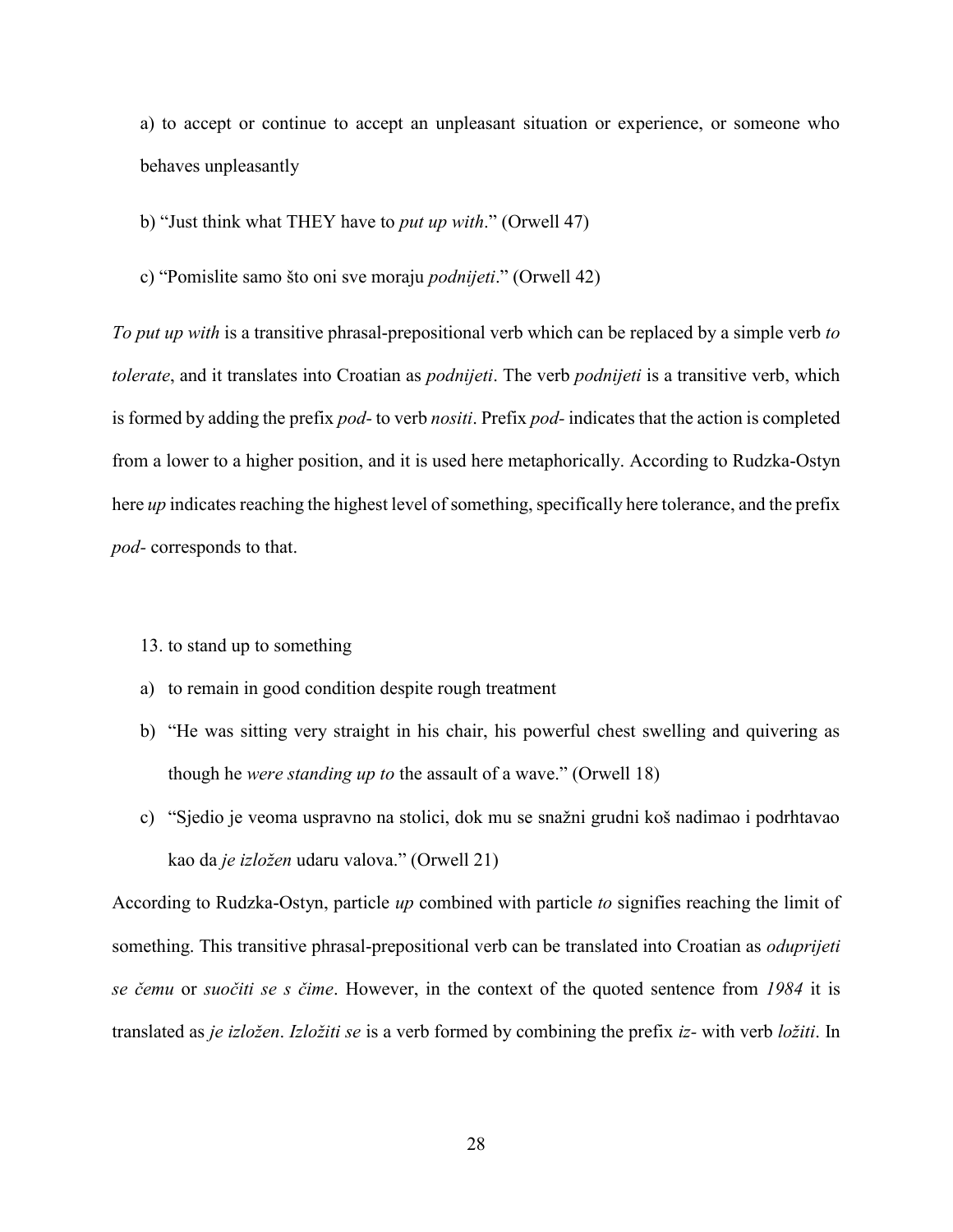a) to accept or continue to accept an unpleasant situation or experience, or someone who behaves unpleasantly

b) "Just think what THEY have to *put up with*." (Orwell 47)

c) "Pomislite samo što oni sve moraju *podnijeti*." (Orwell 42)

*To put up with* is a transitive phrasal-prepositional verb which can be replaced by a simple verb *to tolerate*, and it translates into Croatian as *podnijeti*. The verb *podnijeti* is a transitive verb, which is formed by adding the prefix *pod-* to verb *nositi*. Prefix *pod-* indicates that the action is completed from a lower to a higher position, and it is used here metaphorically. According to Rudzka-Ostyn here *up* indicates reaching the highest level of something, specifically here tolerance, and the prefix *pod-* corresponds to that.

13. to stand up to something

a) to remain in good condition despite rough treatment
b) "He was sitting very straight in his chair, his powerful chest swelling and quivering as though he *were standing up to* the assault of a wave." (Orwell 18)
c) "Sjedio je veoma uspravno na stolici, dok mu se snažni grudni koš nadimao i podrhtavao kao da *je izložen* udaru valova." (Orwell 21)

According to Rudzka-Ostyn, particle *up* combined with particle *to* signifies reaching the limit of something. This transitive phrasal-prepositional verb can be translated into Croatian as *oduprijeti se čemu* or *suočiti se s čime*. However, in the context of the quoted sentence from *1984* it is translated as *je izložen*. *Izložiti se* is a verb formed by combining the prefix *iz-* with verb *ložiti*. In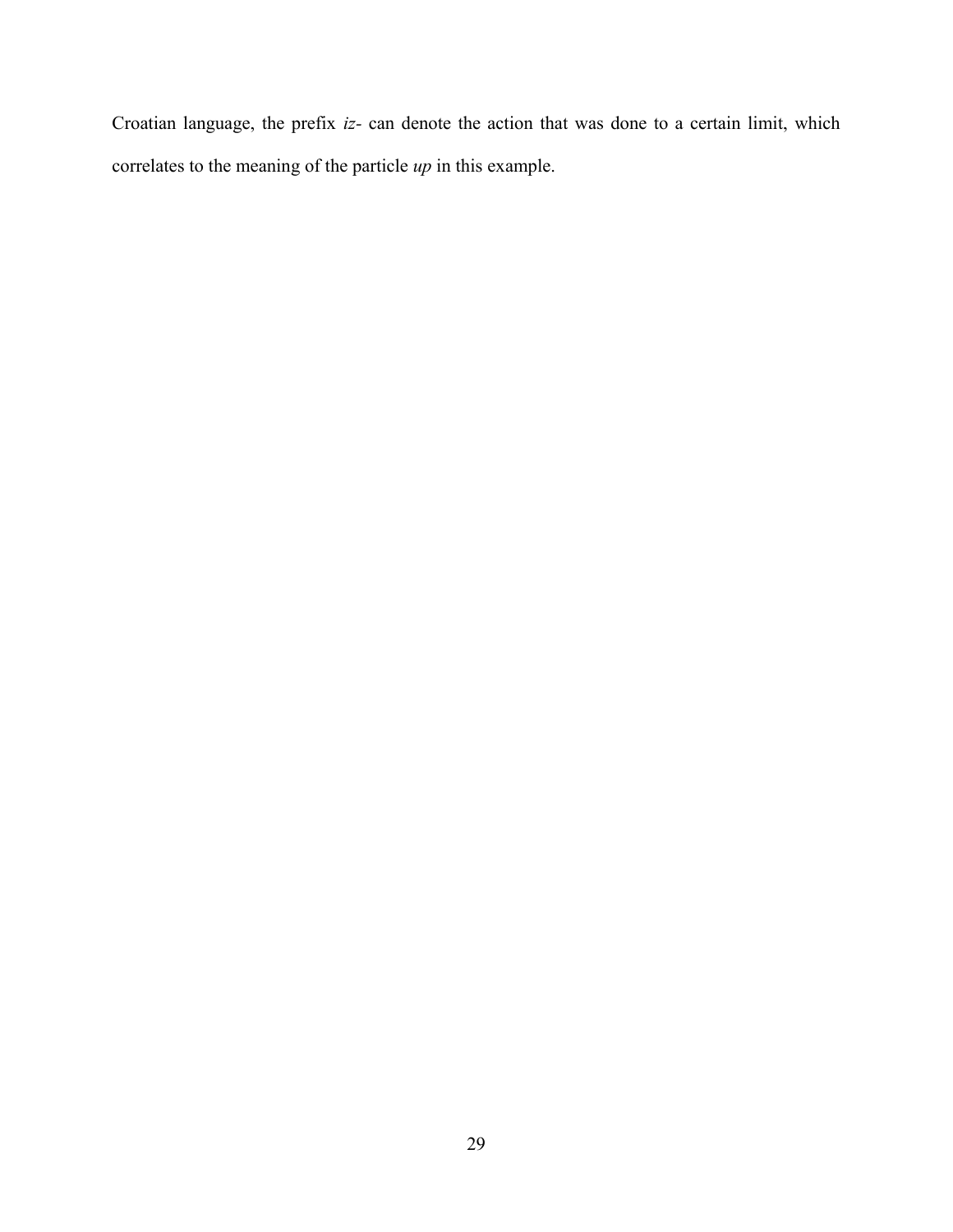Croatian language, the prefix *iz-* can denote the action that was done to a certain limit, which correlates to the meaning of the particle *up* in this example.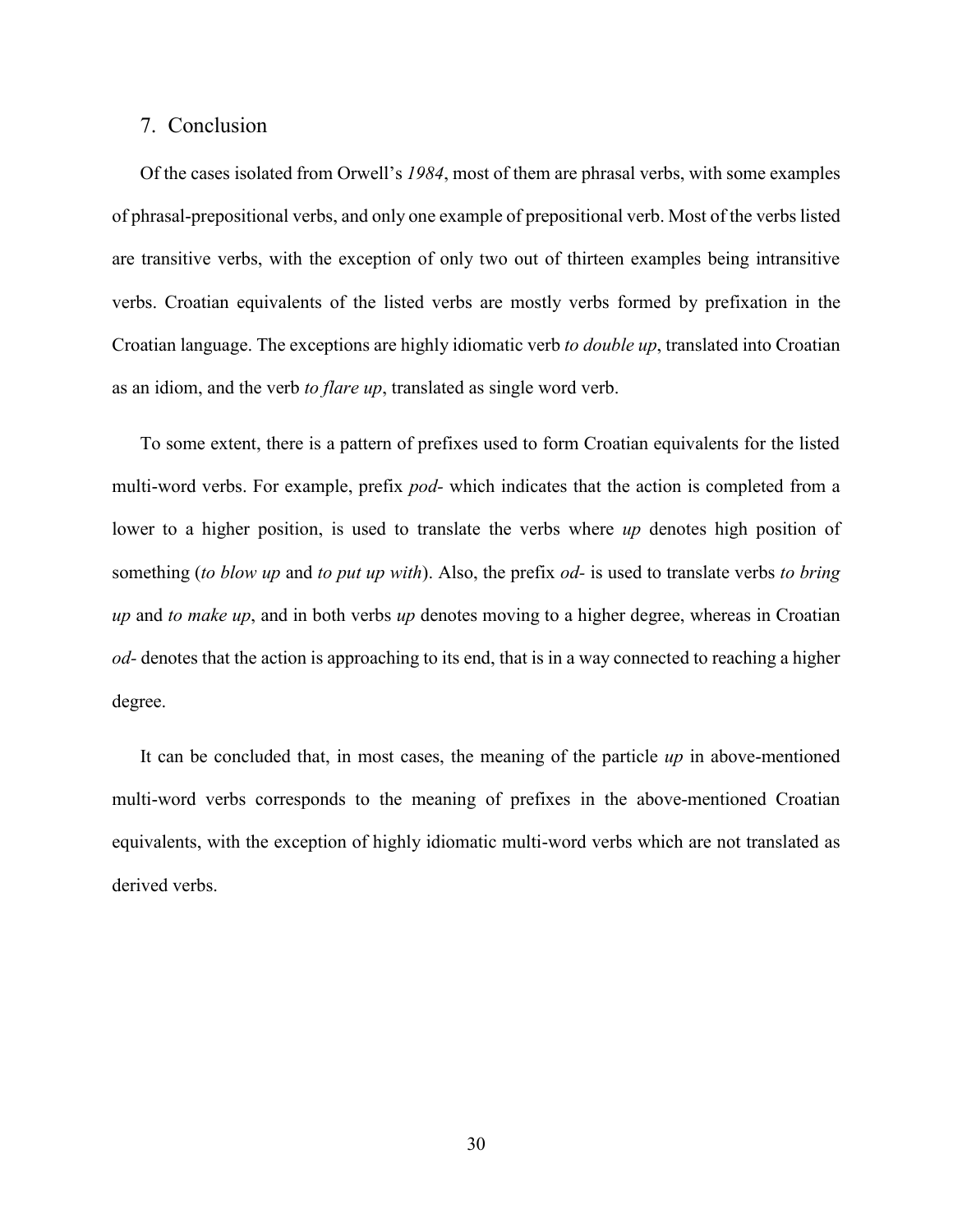## 7. Conclusion

Of the cases isolated from Orwell's *1984*, most of them are phrasal verbs, with some examples of phrasal-prepositional verbs, and only one example of prepositional verb. Most of the verbs listed are transitive verbs, with the exception of only two out of thirteen examples being intransitive verbs. Croatian equivalents of the listed verbs are mostly verbs formed by prefixation in the Croatian language. The exceptions are highly idiomatic verb *to double up*, translated into Croatian as an idiom, and the verb *to flare up*, translated as single word verb.

To some extent, there is a pattern of prefixes used to form Croatian equivalents for the listed multi-word verbs. For example, prefix *pod-* which indicates that the action is completed from a lower to a higher position, is used to translate the verbs where *up* denotes high position of something (*to blow up* and *to put up with*). Also, the prefix *od-* is used to translate verbs *to bring up* and *to make up*, and in both verbs *up* denotes moving to a higher degree, whereas in Croatian *od-* denotes that the action is approaching to its end, that is in a way connected to reaching a higher degree.

It can be concluded that, in most cases, the meaning of the particle *up* in above-mentioned multi-word verbs corresponds to the meaning of prefixes in the above-mentioned Croatian equivalents, with the exception of highly idiomatic multi-word verbs which are not translated as derived verbs.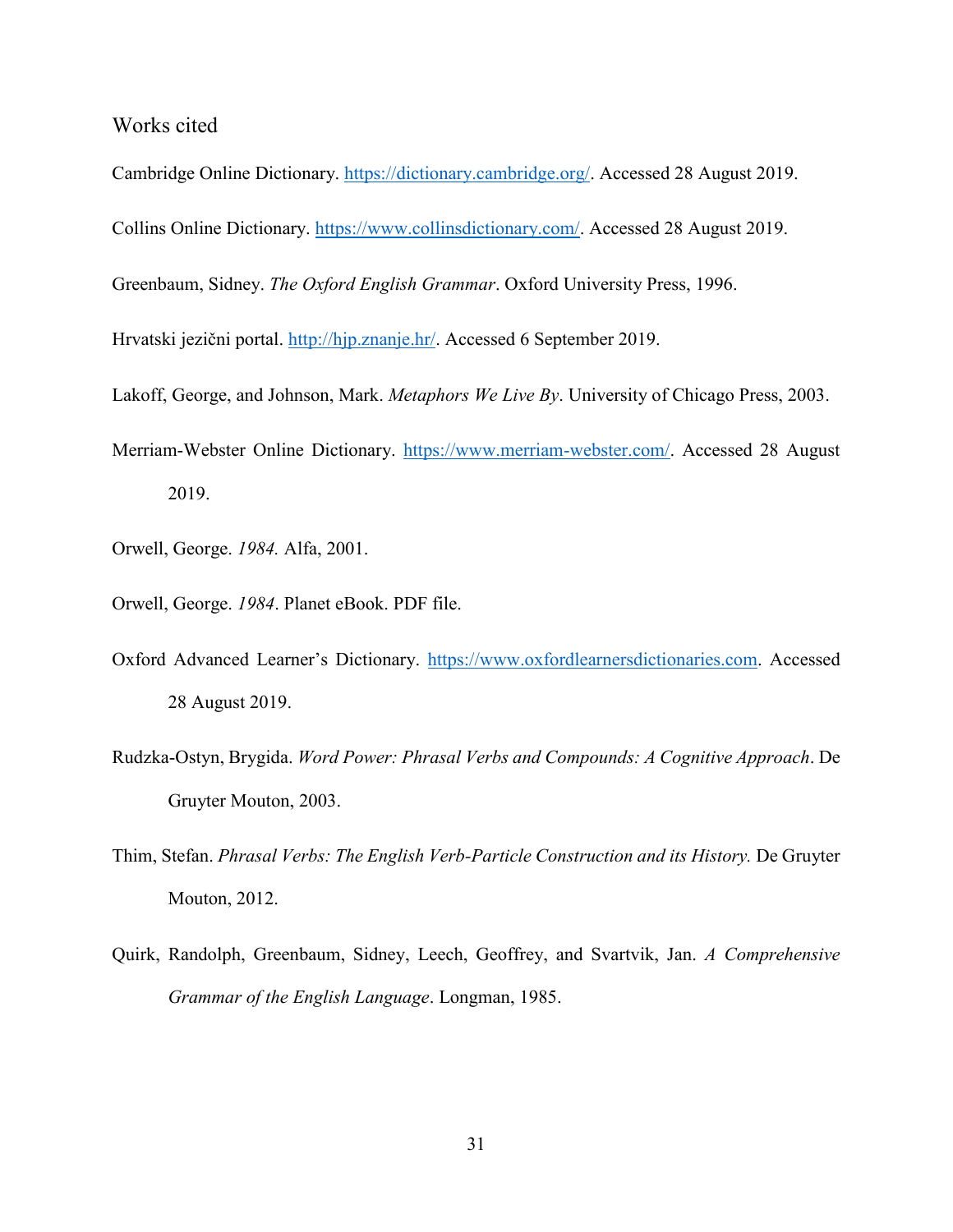## Works cited

Cambridge Online Dictionary. https://dictionary.cambridge.org/. Accessed 28 August 2019.

Collins Online Dictionary. https://www.collinsdictionary.com/. Accessed 28 August 2019.

Greenbaum, Sidney. *The Oxford English Grammar*. Oxford University Press, 1996.

Hrvatski jezični portal. http://hjp.znanje.hr/. Accessed 6 September 2019.

Lakoff, George, and Johnson, Mark. *Metaphors We Live By*. University of Chicago Press, 2003.

Merriam-Webster Online Dictionary. https://www.merriam-webster.com/. Accessed 28 August 2019.

Orwell, George. *1984.* Alfa, 2001.

Orwell, George. *1984*. Planet eBook. PDF file.

Oxford Advanced Learner's Dictionary. https://www.oxfordlearnersdictionaries.com. Accessed 28 August 2019.

Rudzka-Ostyn, Brygida. *Word Power: Phrasal Verbs and Compounds: A Cognitive Approach*. De Gruyter Mouton, 2003.

Thim, Stefan. *Phrasal Verbs: The English Verb-Particle Construction and its History.* De Gruyter Mouton, 2012.

Quirk, Randolph, Greenbaum, Sidney, Leech, Geoffrey, and Svartvik, Jan. *A Comprehensive Grammar of the English Language*. Longman, 1985.